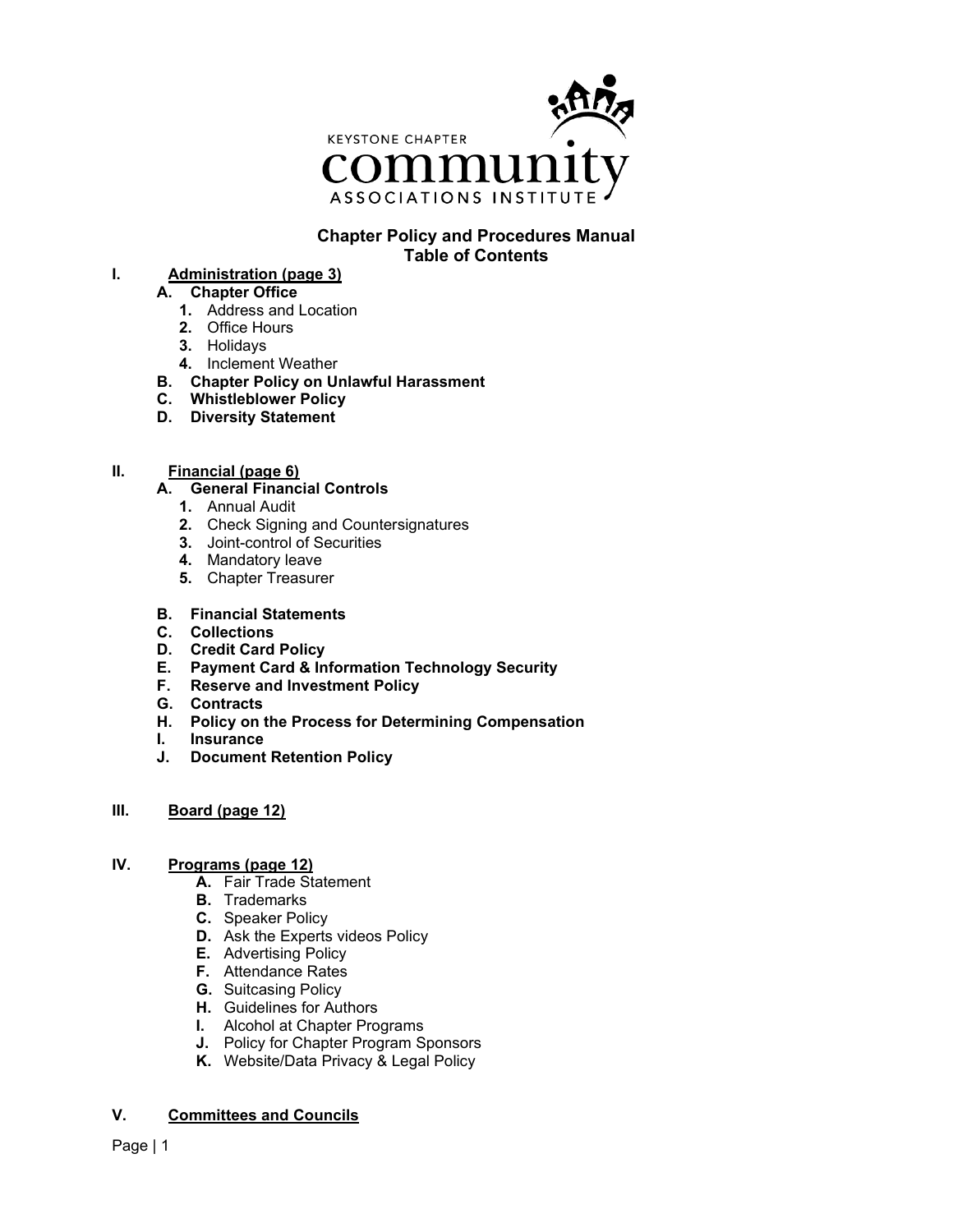KEYSTONE CHAPTER
community
ASSOCIATIONS INSTITUTE

# Chapter Policy and Procedures Manual
## Table of Contents

**I. Administration (page 3)**

- **A. Chapter Office**
  1. Address and Location
  2. Office Hours
  3. Holidays
  4. Inclement Weather
- **B. Chapter Policy on Unlawful Harassment**
- **C. Whistleblower Policy**
- **D. Diversity Statement**

**II. Financial (page 6)**

- **A. General Financial Controls**
  1. Annual Audit
  2. Check Signing and Countersignatures
  3. Joint-control of Securities
  4. Mandatory leave
  5. Chapter Treasurer
- **B. Financial Statements**
- **C. Collections**
- **D. Credit Card Policy**
- **E. Payment Card & Information Technology Security**
- **F. Reserve and Investment Policy**
- **G. Contracts**
- **H. Policy on the Process for Determining Compensation**
- **I. Insurance**
- **J. Document Retention Policy**

**III. Board (page 12)**

**IV. Programs (page 12)**

- **A.** Fair Trade Statement
- **B.** Trademarks
- **C.** Speaker Policy
- **D.** Ask the Experts videos Policy
- **E.** Advertising Policy
- **F.** Attendance Rates
- **G.** Suitcasing Policy
- **H.** Guidelines for Authors
- **I.** Alcohol at Chapter Programs
- **J.** Policy for Chapter Program Sponsors
- **K.** Website/Data Privacy & Legal Policy

**V. Committees and Councils**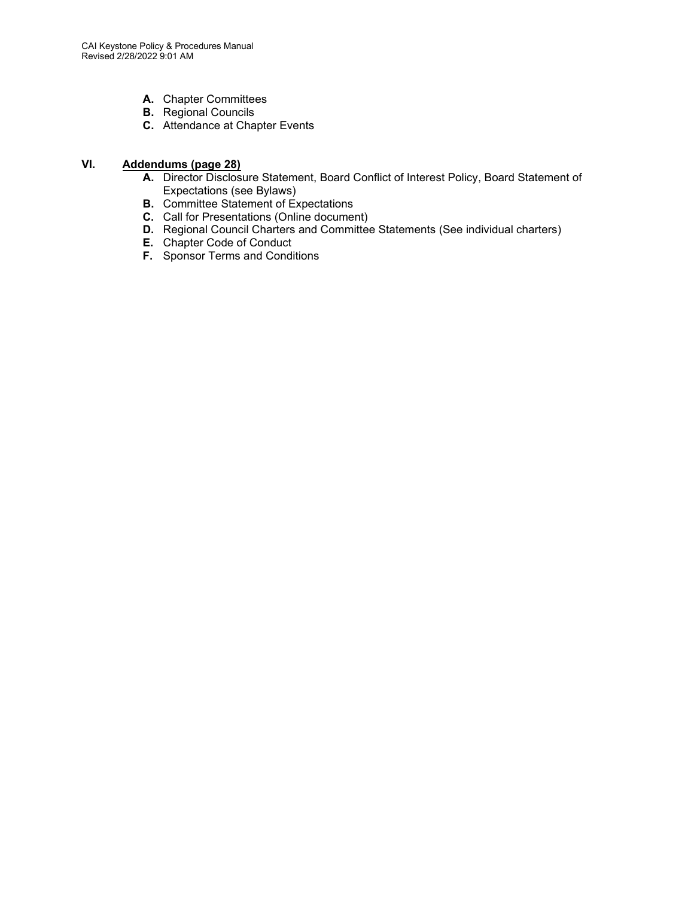- **A.** Chapter Committees
- **B.** Regional Councils
- **C.** Attendance at Chapter Events

## VI. Addendums (page 28)

- **A.** Director Disclosure Statement, Board Conflict of Interest Policy, Board Statement of Expectations (see Bylaws)
- **B.** Committee Statement of Expectations
- **C.** Call for Presentations (Online document)
- **D.** Regional Council Charters and Committee Statements (See individual charters)
- **E.** Chapter Code of Conduct
- **F.** Sponsor Terms and Conditions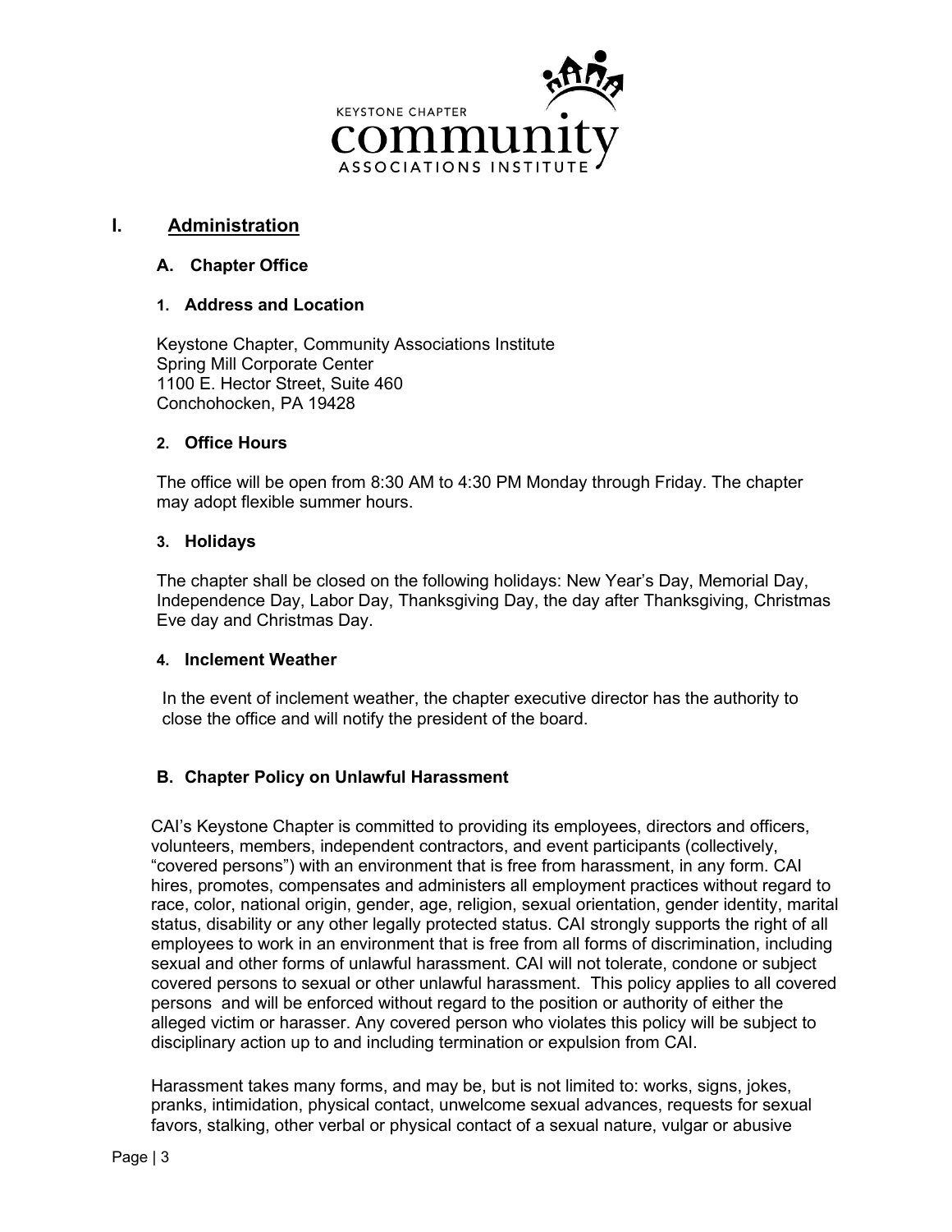# I. Administration

## A. Chapter Office

### 1. Address and Location

Keystone Chapter, Community Associations Institute
Spring Mill Corporate Center
1100 E. Hector Street, Suite 460
Conchohocken, PA 19428

### 2. Office Hours

The office will be open from 8:30 AM to 4:30 PM Monday through Friday. The chapter may adopt flexible summer hours.

### 3. Holidays

The chapter shall be closed on the following holidays: New Year's Day, Memorial Day, Independence Day, Labor Day, Thanksgiving Day, the day after Thanksgiving, Christmas Eve day and Christmas Day.

### 4. Inclement Weather

In the event of inclement weather, the chapter executive director has the authority to close the office and will notify the president of the board.

## B. Chapter Policy on Unlawful Harassment

CAI's Keystone Chapter is committed to providing its employees, directors and officers, volunteers, members, independent contractors, and event participants (collectively, "covered persons") with an environment that is free from harassment, in any form. CAI hires, promotes, compensates and administers all employment practices without regard to race, color, national origin, gender, age, religion, sexual orientation, gender identity, marital status, disability or any other legally protected status. CAI strongly supports the right of all employees to work in an environment that is free from all forms of discrimination, including sexual and other forms of unlawful harassment. CAI will not tolerate, condone or subject covered persons to sexual or other unlawful harassment. This policy applies to all covered persons and will be enforced without regard to the position or authority of either the alleged victim or harasser. Any covered person who violates this policy will be subject to disciplinary action up to and including termination or expulsion from CAI.

Harassment takes many forms, and may be, but is not limited to: works, signs, jokes, pranks, intimidation, physical contact, unwelcome sexual advances, requests for sexual favors, stalking, other verbal or physical contact of a sexual nature, vulgar or abusive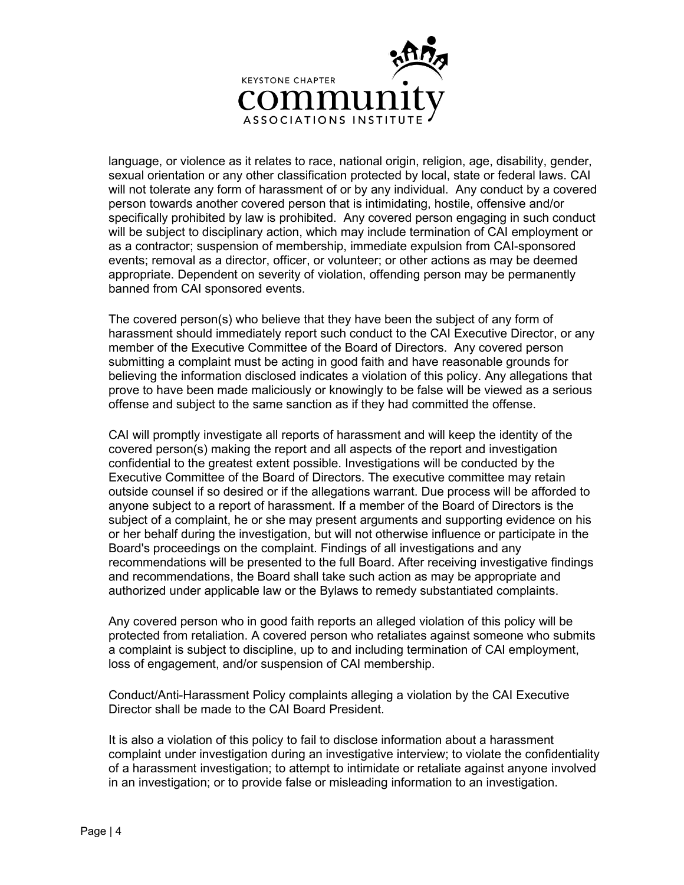language, or violence as it relates to race, national origin, religion, age, disability, gender, sexual orientation or any other classification protected by local, state or federal laws. CAI will not tolerate any form of harassment of or by any individual. Any conduct by a covered person towards another covered person that is intimidating, hostile, offensive and/or specifically prohibited by law is prohibited. Any covered person engaging in such conduct will be subject to disciplinary action, which may include termination of CAI employment or as a contractor; suspension of membership, immediate expulsion from CAI-sponsored events; removal as a director, officer, or volunteer; or other actions as may be deemed appropriate. Dependent on severity of violation, offending person may be permanently banned from CAI sponsored events.

The covered person(s) who believe that they have been the subject of any form of harassment should immediately report such conduct to the CAI Executive Director, or any member of the Executive Committee of the Board of Directors. Any covered person submitting a complaint must be acting in good faith and have reasonable grounds for believing the information disclosed indicates a violation of this policy. Any allegations that prove to have been made maliciously or knowingly to be false will be viewed as a serious offense and subject to the same sanction as if they had committed the offense.

CAI will promptly investigate all reports of harassment and will keep the identity of the covered person(s) making the report and all aspects of the report and investigation confidential to the greatest extent possible. Investigations will be conducted by the Executive Committee of the Board of Directors. The executive committee may retain outside counsel if so desired or if the allegations warrant. Due process will be afforded to anyone subject to a report of harassment. If a member of the Board of Directors is the subject of a complaint, he or she may present arguments and supporting evidence on his or her behalf during the investigation, but will not otherwise influence or participate in the Board's proceedings on the complaint. Findings of all investigations and any recommendations will be presented to the full Board. After receiving investigative findings and recommendations, the Board shall take such action as may be appropriate and authorized under applicable law or the Bylaws to remedy substantiated complaints.

Any covered person who in good faith reports an alleged violation of this policy will be protected from retaliation. A covered person who retaliates against someone who submits a complaint is subject to discipline, up to and including termination of CAI employment, loss of engagement, and/or suspension of CAI membership.

Conduct/Anti-Harassment Policy complaints alleging a violation by the CAI Executive Director shall be made to the CAI Board President.

It is also a violation of this policy to fail to disclose information about a harassment complaint under investigation during an investigative interview; to violate the confidentiality of a harassment investigation; to attempt to intimidate or retaliate against anyone involved in an investigation; or to provide false or misleading information to an investigation.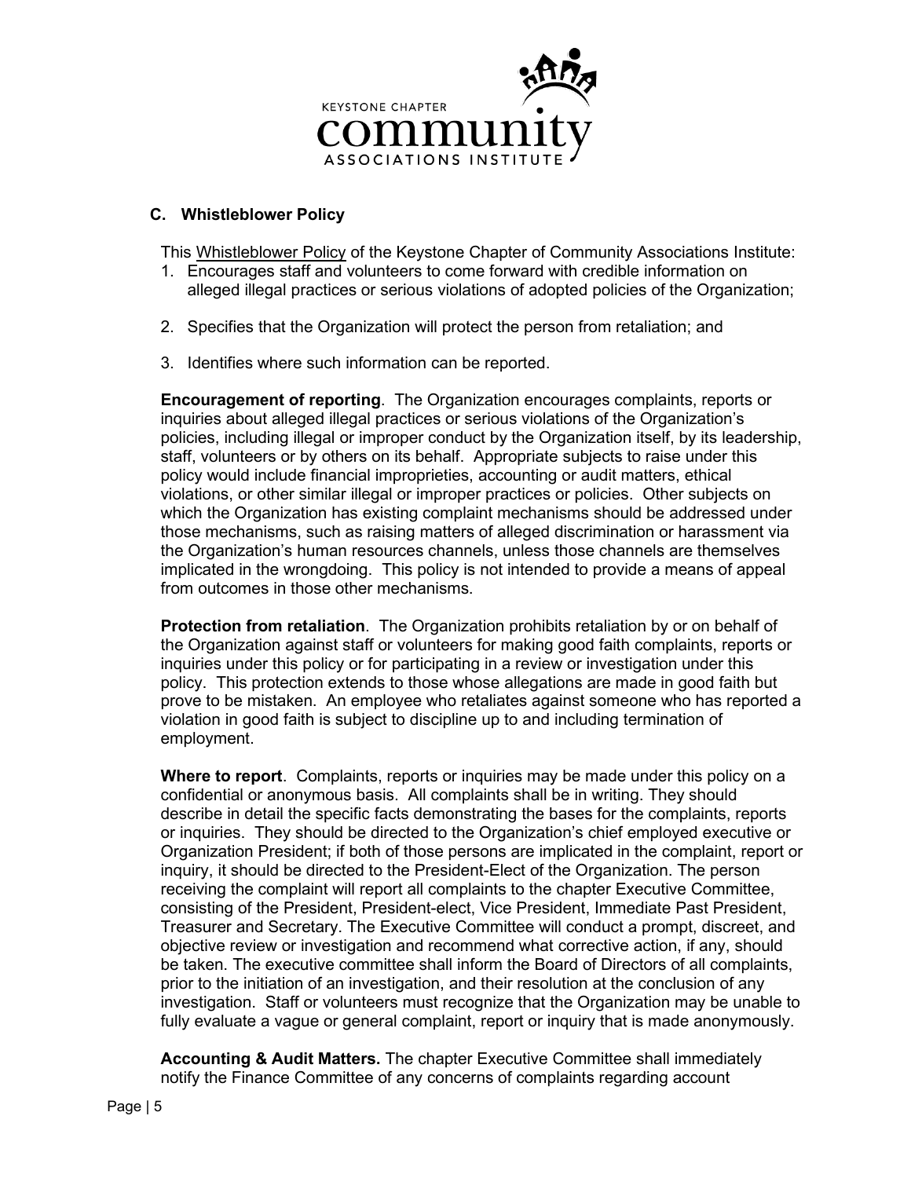KEYSTONE CHAPTER community ASSOCIATIONS INSTITUTE

### C. Whistleblower Policy

This Whistleblower Policy of the Keystone Chapter of Community Associations Institute:

1. Encourages staff and volunteers to come forward with credible information on alleged illegal practices or serious violations of adopted policies of the Organization;
2. Specifies that the Organization will protect the person from retaliation; and
3. Identifies where such information can be reported.

**Encouragement of reporting**. The Organization encourages complaints, reports or inquiries about alleged illegal practices or serious violations of the Organization's policies, including illegal or improper conduct by the Organization itself, by its leadership, staff, volunteers or by others on its behalf. Appropriate subjects to raise under this policy would include financial improprieties, accounting or audit matters, ethical violations, or other similar illegal or improper practices or policies. Other subjects on which the Organization has existing complaint mechanisms should be addressed under those mechanisms, such as raising matters of alleged discrimination or harassment via the Organization's human resources channels, unless those channels are themselves implicated in the wrongdoing. This policy is not intended to provide a means of appeal from outcomes in those other mechanisms.

**Protection from retaliation**. The Organization prohibits retaliation by or on behalf of the Organization against staff or volunteers for making good faith complaints, reports or inquiries under this policy or for participating in a review or investigation under this policy. This protection extends to those whose allegations are made in good faith but prove to be mistaken. An employee who retaliates against someone who has reported a violation in good faith is subject to discipline up to and including termination of employment.

**Where to report**. Complaints, reports or inquiries may be made under this policy on a confidential or anonymous basis. All complaints shall be in writing. They should describe in detail the specific facts demonstrating the bases for the complaints, reports or inquiries. They should be directed to the Organization's chief employed executive or Organization President; if both of those persons are implicated in the complaint, report or inquiry, it should be directed to the President-Elect of the Organization. The person receiving the complaint will report all complaints to the chapter Executive Committee, consisting of the President, President-elect, Vice President, Immediate Past President, Treasurer and Secretary. The Executive Committee will conduct a prompt, discreet, and objective review or investigation and recommend what corrective action, if any, should be taken. The executive committee shall inform the Board of Directors of all complaints, prior to the initiation of an investigation, and their resolution at the conclusion of any investigation. Staff or volunteers must recognize that the Organization may be unable to fully evaluate a vague or general complaint, report or inquiry that is made anonymously.

**Accounting & Audit Matters.** The chapter Executive Committee shall immediately notify the Finance Committee of any concerns of complaints regarding account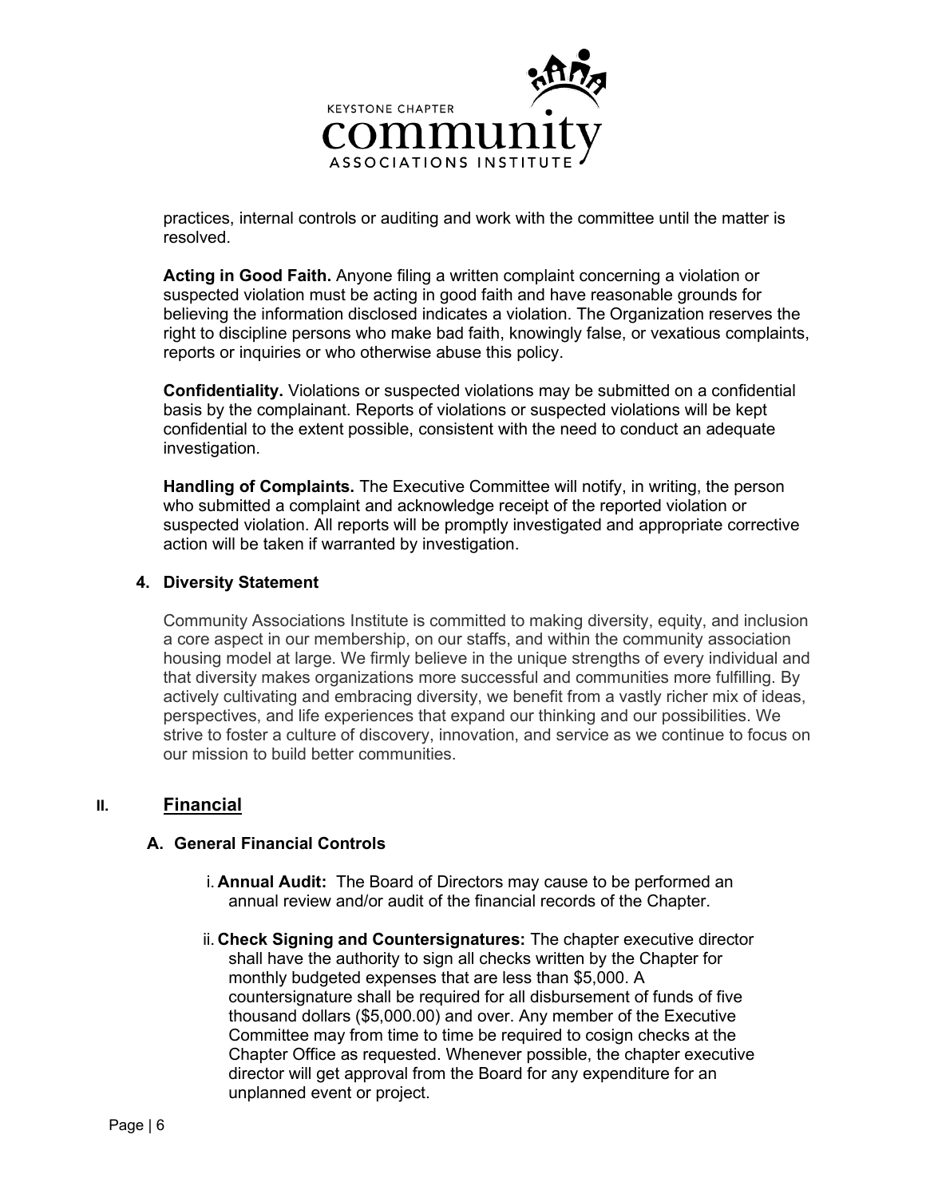practices, internal controls or auditing and work with the committee until the matter is resolved.

**Acting in Good Faith.** Anyone filing a written complaint concerning a violation or suspected violation must be acting in good faith and have reasonable grounds for believing the information disclosed indicates a violation. The Organization reserves the right to discipline persons who make bad faith, knowingly false, or vexatious complaints, reports or inquiries or who otherwise abuse this policy.

**Confidentiality.** Violations or suspected violations may be submitted on a confidential basis by the complainant. Reports of violations or suspected violations will be kept confidential to the extent possible, consistent with the need to conduct an adequate investigation.

**Handling of Complaints.** The Executive Committee will notify, in writing, the person who submitted a complaint and acknowledge receipt of the reported violation or suspected violation. All reports will be promptly investigated and appropriate corrective action will be taken if warranted by investigation.

### 4. Diversity Statement

Community Associations Institute is committed to making diversity, equity, and inclusion a core aspect in our membership, on our staffs, and within the community association housing model at large. We firmly believe in the unique strengths of every individual and that diversity makes organizations more successful and communities more fulfilling. By actively cultivating and embracing diversity, we benefit from a vastly richer mix of ideas, perspectives, and life experiences that expand our thinking and our possibilities. We strive to foster a culture of discovery, innovation, and service as we continue to focus on our mission to build better communities.

## II. Financial

### A. General Financial Controls

i. **Annual Audit:** The Board of Directors may cause to be performed an annual review and/or audit of the financial records of the Chapter.

ii. **Check Signing and Countersignatures:** The chapter executive director shall have the authority to sign all checks written by the Chapter for monthly budgeted expenses that are less than $5,000. A countersignature shall be required for all disbursement of funds of five thousand dollars ($5,000.00) and over. Any member of the Executive Committee may from time to time be required to cosign checks at the Chapter Office as requested. Whenever possible, the chapter executive director will get approval from the Board for any expenditure for an unplanned event or project.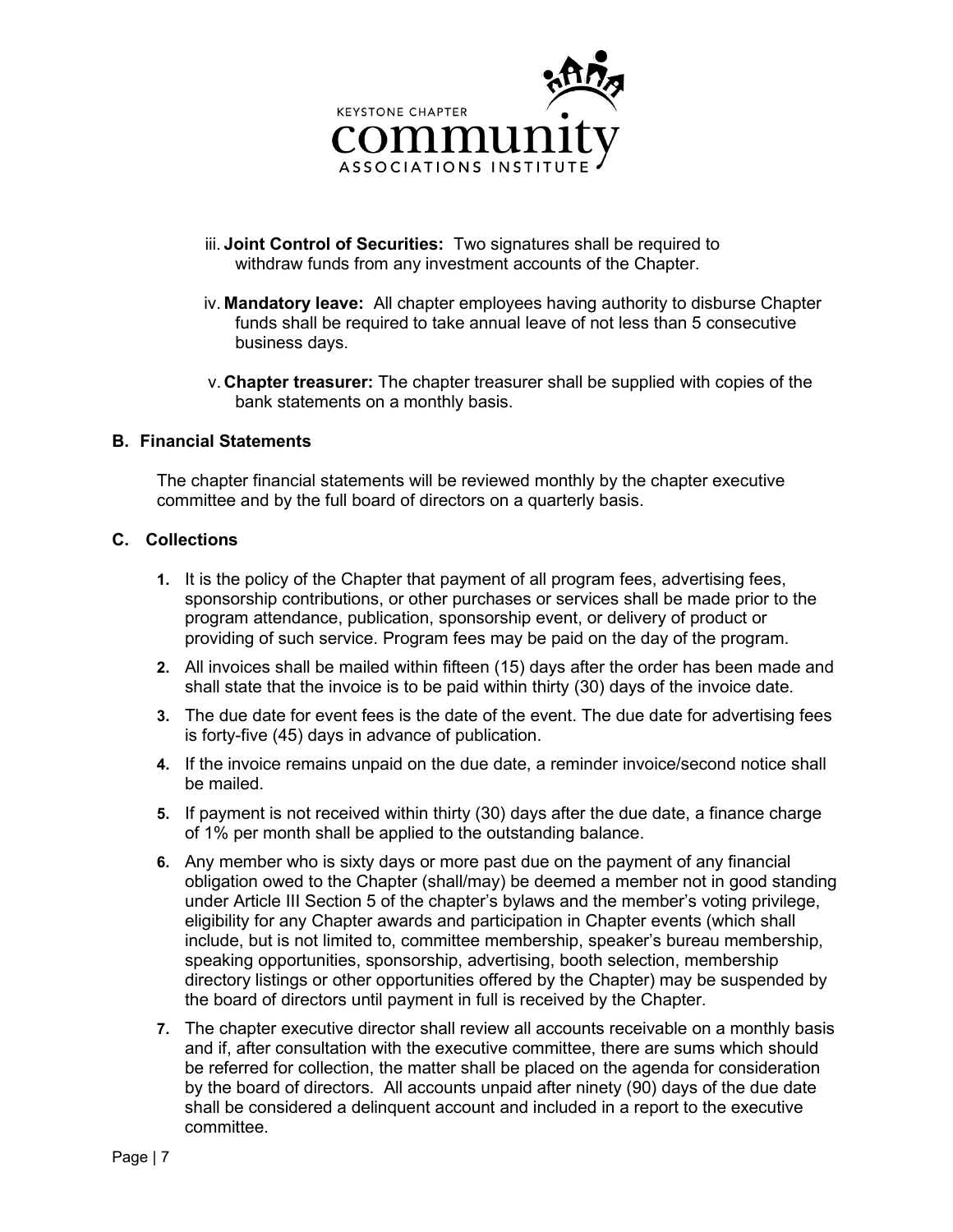iii. **Joint Control of Securities:** Two signatures shall be required to withdraw funds from any investment accounts of the Chapter.

iv. **Mandatory leave:** All chapter employees having authority to disburse Chapter funds shall be required to take annual leave of not less than 5 consecutive business days.

v. **Chapter treasurer:** The chapter treasurer shall be supplied with copies of the bank statements on a monthly basis.

### B. Financial Statements

The chapter financial statements will be reviewed monthly by the chapter executive committee and by the full board of directors on a quarterly basis.

### C. Collections

1. It is the policy of the Chapter that payment of all program fees, advertising fees, sponsorship contributions, or other purchases or services shall be made prior to the program attendance, publication, sponsorship event, or delivery of product or providing of such service. Program fees may be paid on the day of the program.
2. All invoices shall be mailed within fifteen (15) days after the order has been made and shall state that the invoice is to be paid within thirty (30) days of the invoice date.
3. The due date for event fees is the date of the event. The due date for advertising fees is forty-five (45) days in advance of publication.
4. If the invoice remains unpaid on the due date, a reminder invoice/second notice shall be mailed.
5. If payment is not received within thirty (30) days after the due date, a finance charge of 1% per month shall be applied to the outstanding balance.
6. Any member who is sixty days or more past due on the payment of any financial obligation owed to the Chapter (shall/may) be deemed a member not in good standing under Article III Section 5 of the chapter's bylaws and the member's voting privilege, eligibility for any Chapter awards and participation in Chapter events (which shall include, but is not limited to, committee membership, speaker's bureau membership, speaking opportunities, sponsorship, advertising, booth selection, membership directory listings or other opportunities offered by the Chapter) may be suspended by the board of directors until payment in full is received by the Chapter.
7. The chapter executive director shall review all accounts receivable on a monthly basis and if, after consultation with the executive committee, there are sums which should be referred for collection, the matter shall be placed on the agenda for consideration by the board of directors. All accounts unpaid after ninety (90) days of the due date shall be considered a delinquent account and included in a report to the executive committee.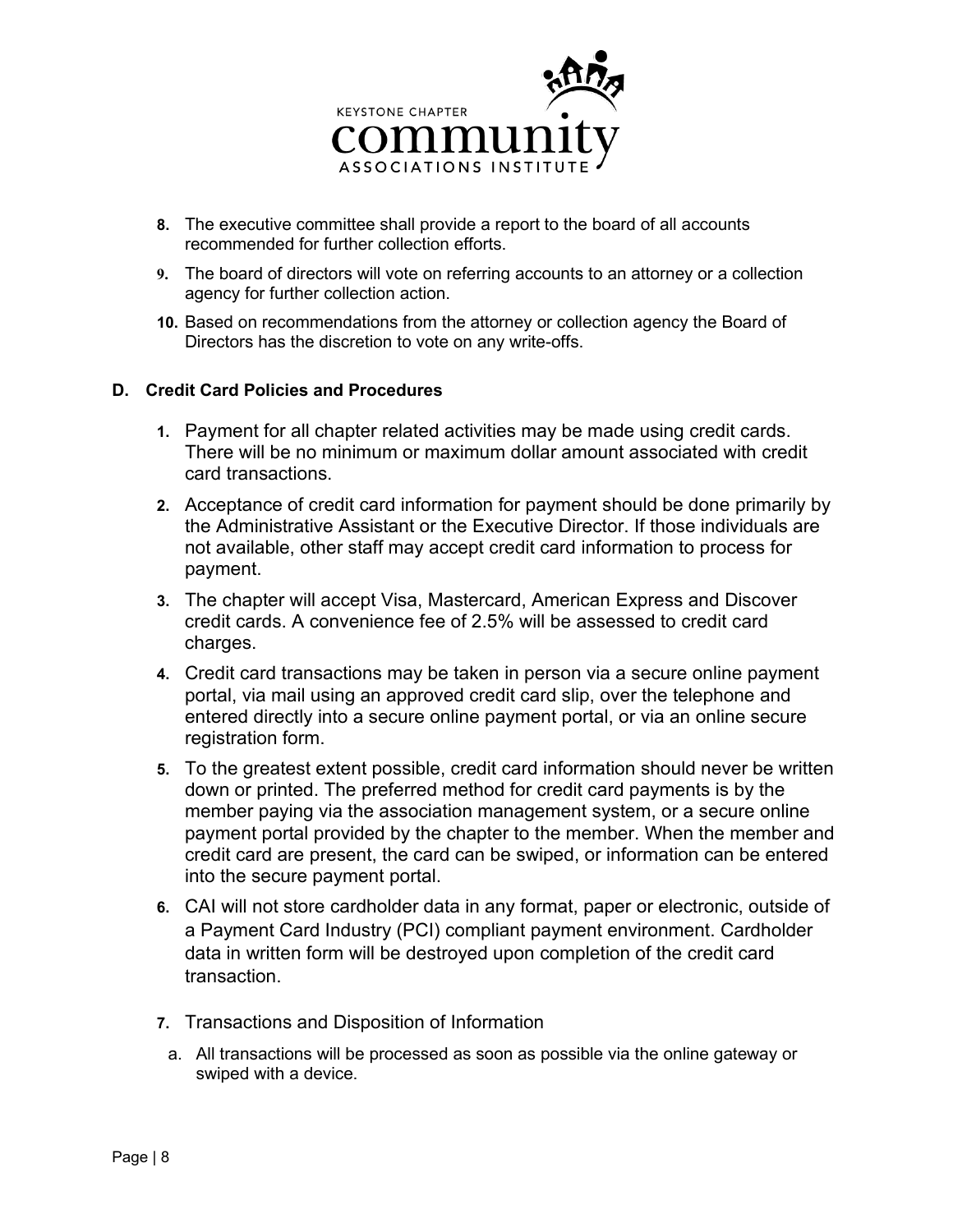8. The executive committee shall provide a report to the board of all accounts recommended for further collection efforts.
9. The board of directors will vote on referring accounts to an attorney or a collection agency for further collection action.
10. Based on recommendations from the attorney or collection agency the Board of Directors has the discretion to vote on any write-offs.

### D. Credit Card Policies and Procedures

1. Payment for all chapter related activities may be made using credit cards. There will be no minimum or maximum dollar amount associated with credit card transactions.
2. Acceptance of credit card information for payment should be done primarily by the Administrative Assistant or the Executive Director. If those individuals are not available, other staff may accept credit card information to process for payment.
3. The chapter will accept Visa, Mastercard, American Express and Discover credit cards. A convenience fee of 2.5% will be assessed to credit card charges.
4. Credit card transactions may be taken in person via a secure online payment portal, via mail using an approved credit card slip, over the telephone and entered directly into a secure online payment portal, or via an online secure registration form.
5. To the greatest extent possible, credit card information should never be written down or printed. The preferred method for credit card payments is by the member paying via the association management system, or a secure online payment portal provided by the chapter to the member. When the member and credit card are present, the card can be swiped, or information can be entered into the secure payment portal.
6. CAI will not store cardholder data in any format, paper or electronic, outside of a Payment Card Industry (PCI) compliant payment environment. Cardholder data in written form will be destroyed upon completion of the credit card transaction.
7. Transactions and Disposition of Information
   a. All transactions will be processed as soon as possible via the online gateway or swiped with a device.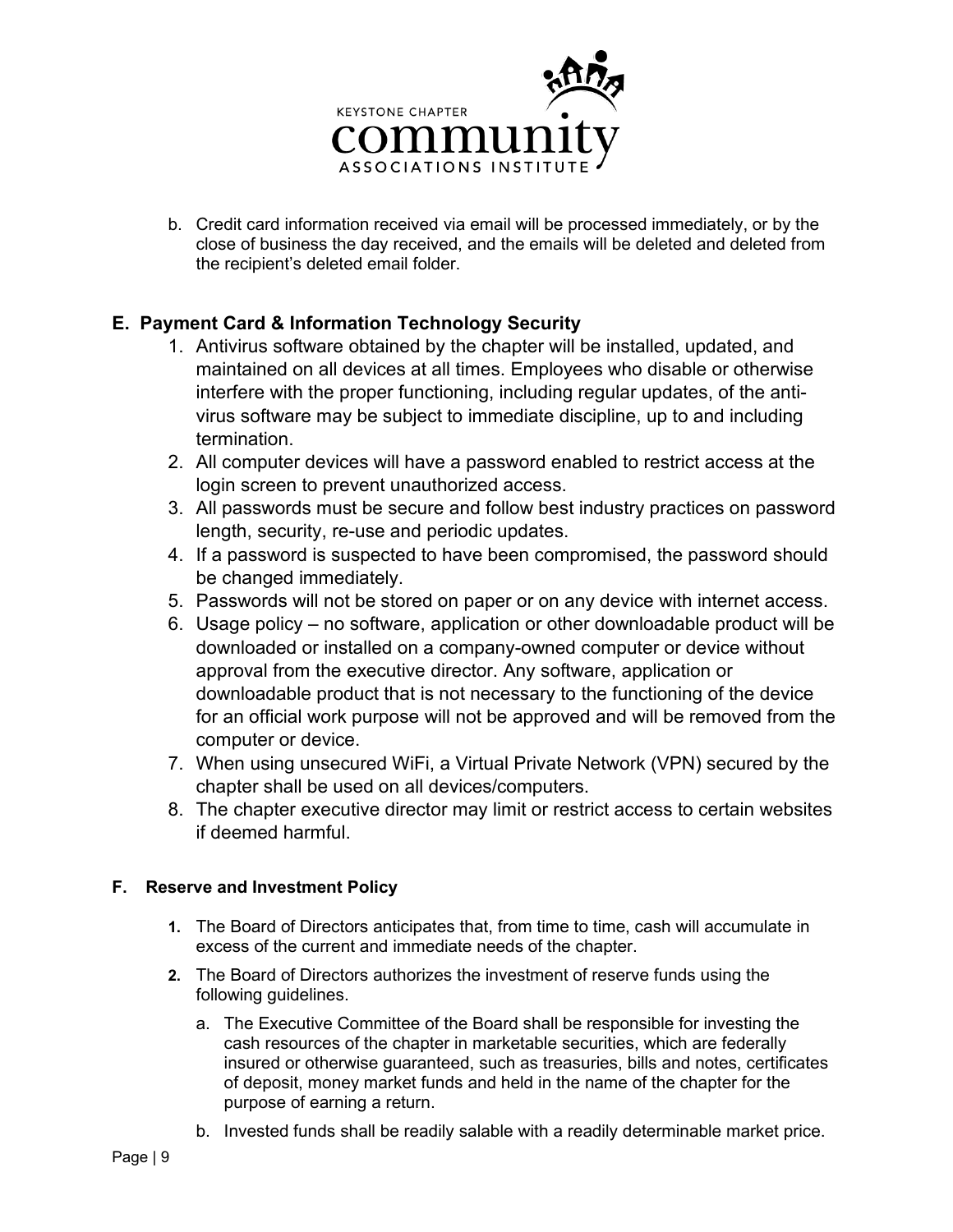b. Credit card information received via email will be processed immediately, or by the close of business the day received, and the emails will be deleted and deleted from the recipient's deleted email folder.

## E. Payment Card & Information Technology Security

1. Antivirus software obtained by the chapter will be installed, updated, and maintained on all devices at all times. Employees who disable or otherwise interfere with the proper functioning, including regular updates, of the anti-virus software may be subject to immediate discipline, up to and including termination.
2. All computer devices will have a password enabled to restrict access at the login screen to prevent unauthorized access.
3. All passwords must be secure and follow best industry practices on password length, security, re-use and periodic updates.
4. If a password is suspected to have been compromised, the password should be changed immediately.
5. Passwords will not be stored on paper or on any device with internet access.
6. Usage policy – no software, application or other downloadable product will be downloaded or installed on a company-owned computer or device without approval from the executive director. Any software, application or downloadable product that is not necessary to the functioning of the device for an official work purpose will not be approved and will be removed from the computer or device.
7. When using unsecured WiFi, a Virtual Private Network (VPN) secured by the chapter shall be used on all devices/computers.
8. The chapter executive director may limit or restrict access to certain websites if deemed harmful.

### F. Reserve and Investment Policy

1. The Board of Directors anticipates that, from time to time, cash will accumulate in excess of the current and immediate needs of the chapter.
2. The Board of Directors authorizes the investment of reserve funds using the following guidelines.
   a. The Executive Committee of the Board shall be responsible for investing the cash resources of the chapter in marketable securities, which are federally insured or otherwise guaranteed, such as treasuries, bills and notes, certificates of deposit, money market funds and held in the name of the chapter for the purpose of earning a return.
   b. Invested funds shall be readily salable with a readily determinable market price.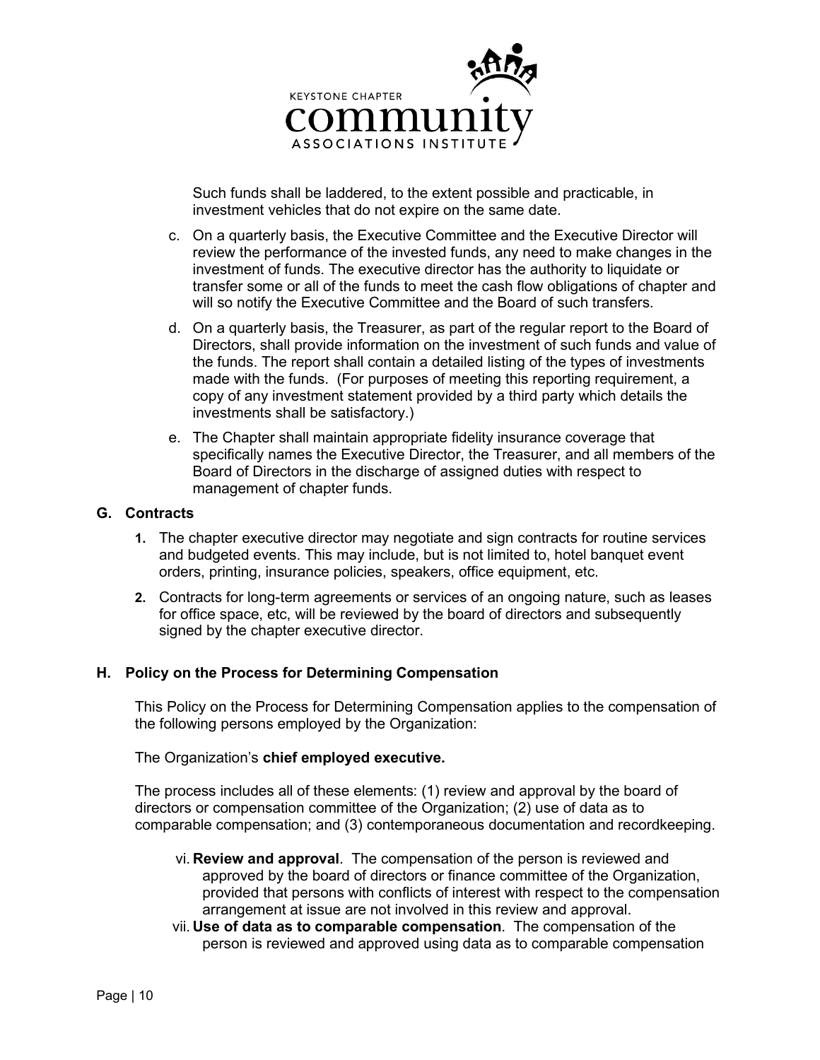Such funds shall be laddered, to the extent possible and practicable, in investment vehicles that do not expire on the same date.

c. On a quarterly basis, the Executive Committee and the Executive Director will review the performance of the invested funds, any need to make changes in the investment of funds. The executive director has the authority to liquidate or transfer some or all of the funds to meet the cash flow obligations of chapter and will so notify the Executive Committee and the Board of such transfers.

d. On a quarterly basis, the Treasurer, as part of the regular report to the Board of Directors, shall provide information on the investment of such funds and value of the funds. The report shall contain a detailed listing of the types of investments made with the funds. (For purposes of meeting this reporting requirement, a copy of any investment statement provided by a third party which details the investments shall be satisfactory.)

e. The Chapter shall maintain appropriate fidelity insurance coverage that specifically names the Executive Director, the Treasurer, and all members of the Board of Directors in the discharge of assigned duties with respect to management of chapter funds.

### G. Contracts

1. The chapter executive director may negotiate and sign contracts for routine services and budgeted events. This may include, but is not limited to, hotel banquet event orders, printing, insurance policies, speakers, office equipment, etc.
2. Contracts for long-term agreements or services of an ongoing nature, such as leases for office space, etc, will be reviewed by the board of directors and subsequently signed by the chapter executive director.

### H. Policy on the Process for Determining Compensation

This Policy on the Process for Determining Compensation applies to the compensation of the following persons employed by the Organization:

The Organization's **chief employed executive.**

The process includes all of these elements: (1) review and approval by the board of directors or compensation committee of the Organization; (2) use of data as to comparable compensation; and (3) contemporaneous documentation and recordkeeping.

vi. **Review and approval**. The compensation of the person is reviewed and approved by the board of directors or finance committee of the Organization, provided that persons with conflicts of interest with respect to the compensation arrangement at issue are not involved in this review and approval.

vii. **Use of data as to comparable compensation**. The compensation of the person is reviewed and approved using data as to comparable compensation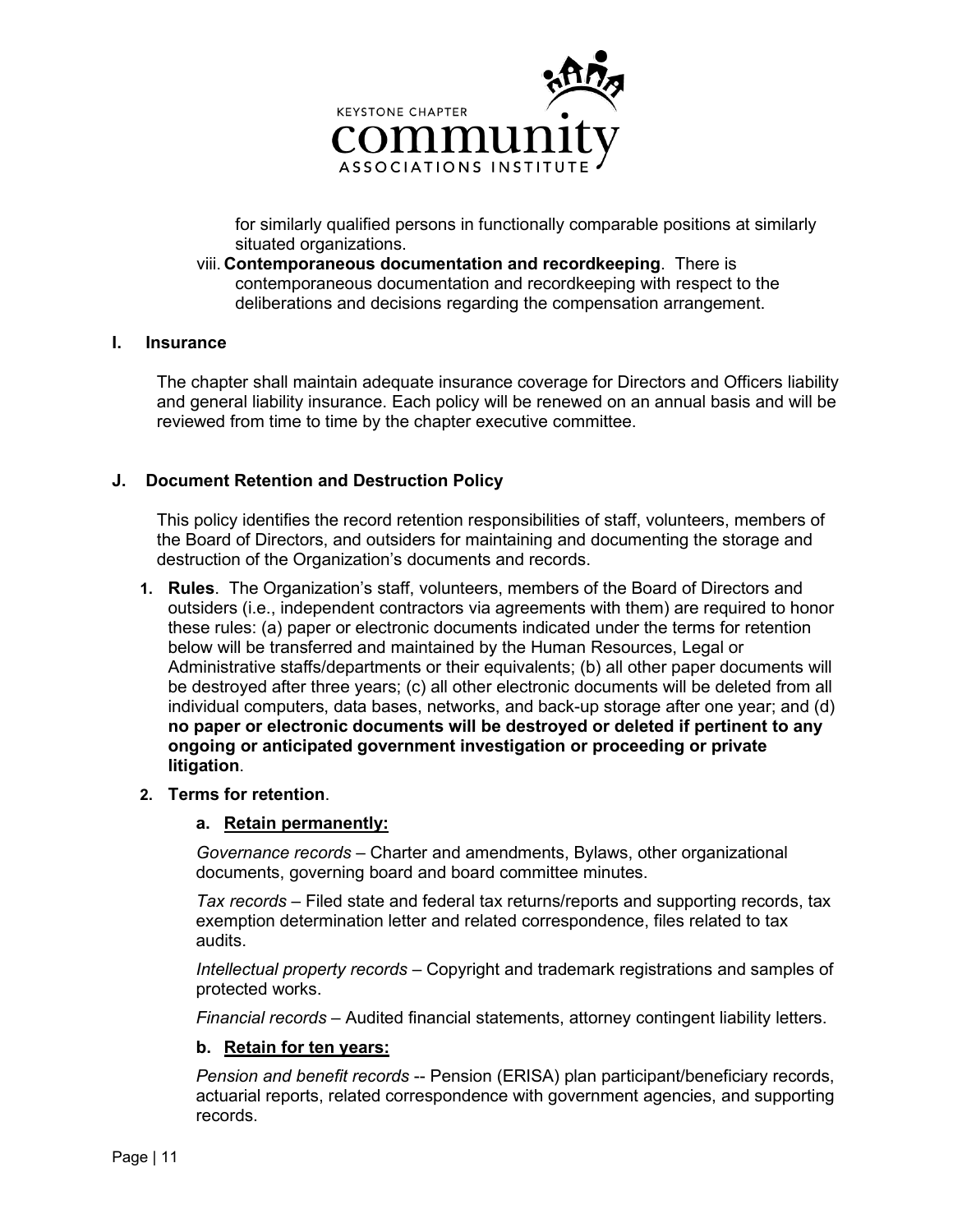for similarly qualified persons in functionally comparable positions at similarly situated organizations.

viii. **Contemporaneous documentation and recordkeeping**. There is contemporaneous documentation and recordkeeping with respect to the deliberations and decisions regarding the compensation arrangement.

## I. Insurance

The chapter shall maintain adequate insurance coverage for Directors and Officers liability and general liability insurance. Each policy will be renewed on an annual basis and will be reviewed from time to time by the chapter executive committee.

## J. Document Retention and Destruction Policy

This policy identifies the record retention responsibilities of staff, volunteers, members of the Board of Directors, and outsiders for maintaining and documenting the storage and destruction of the Organization's documents and records.

1. **Rules**. The Organization's staff, volunteers, members of the Board of Directors and outsiders (i.e., independent contractors via agreements with them) are required to honor these rules: (a) paper or electronic documents indicated under the terms for retention below will be transferred and maintained by the Human Resources, Legal or Administrative staffs/departments or their equivalents; (b) all other paper documents will be destroyed after three years; (c) all other electronic documents will be deleted from all individual computers, data bases, networks, and back-up storage after one year; and (d) **no paper or electronic documents will be destroyed or deleted if pertinent to any ongoing or anticipated government investigation or proceeding or private litigation**.

2. **Terms for retention**.

   a. **<u>Retain permanently:</u>**

   *Governance records* – Charter and amendments, Bylaws, other organizational documents, governing board and board committee minutes.

   *Tax records* – Filed state and federal tax returns/reports and supporting records, tax exemption determination letter and related correspondence, files related to tax audits.

   *Intellectual property records* – Copyright and trademark registrations and samples of protected works.

   *Financial records* – Audited financial statements, attorney contingent liability letters.

   b. **<u>Retain for ten years:</u>**

   *Pension and benefit records* -- Pension (ERISA) plan participant/beneficiary records, actuarial reports, related correspondence with government agencies, and supporting records.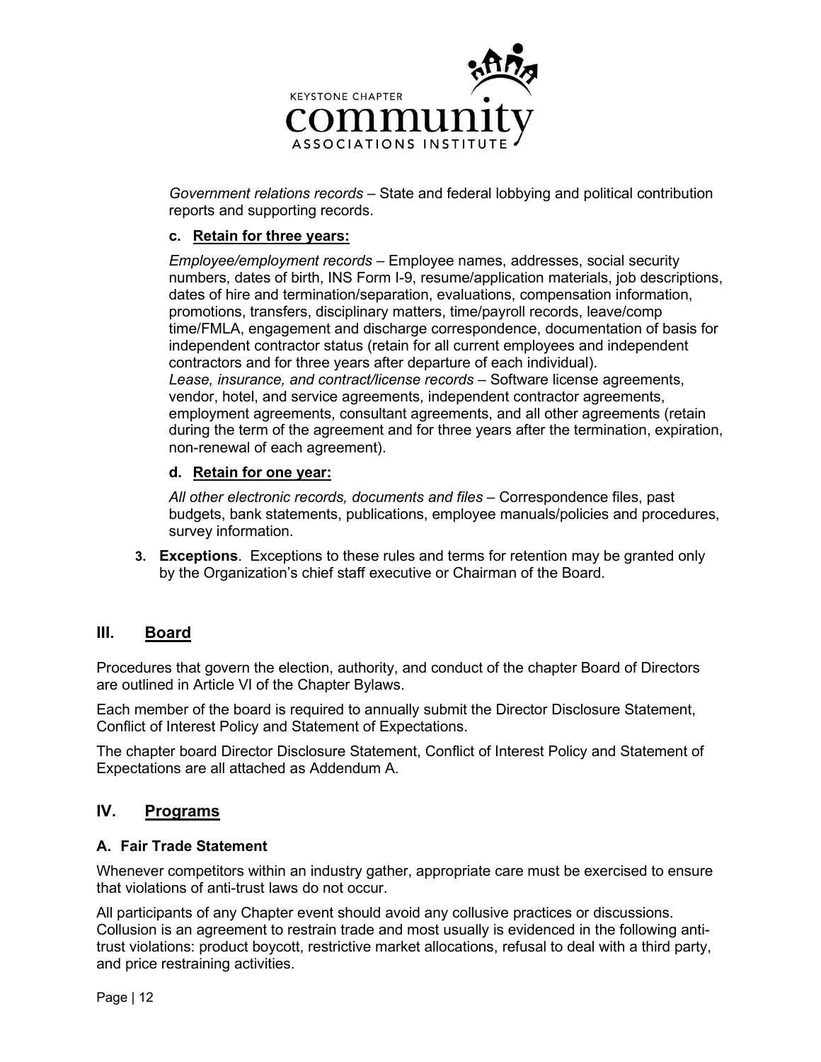*Government relations records* – State and federal lobbying and political contribution reports and supporting records.

**c. Retain for three years:**

*Employee/employment records* – Employee names, addresses, social security numbers, dates of birth, INS Form I-9, resume/application materials, job descriptions, dates of hire and termination/separation, evaluations, compensation information, promotions, transfers, disciplinary matters, time/payroll records, leave/comp time/FMLA, engagement and discharge correspondence, documentation of basis for independent contractor status (retain for all current employees and independent contractors and for three years after departure of each individual).
*Lease, insurance, and contract/license records* – Software license agreements, vendor, hotel, and service agreements, independent contractor agreements, employment agreements, consultant agreements, and all other agreements (retain during the term of the agreement and for three years after the termination, expiration, non-renewal of each agreement).

**d. Retain for one year:**

*All other electronic records, documents and files* – Correspondence files, past budgets, bank statements, publications, employee manuals/policies and procedures, survey information.

3. **Exceptions**. Exceptions to these rules and terms for retention may be granted only by the Organization's chief staff executive or Chairman of the Board.

## III. Board

Procedures that govern the election, authority, and conduct of the chapter Board of Directors are outlined in Article VI of the Chapter Bylaws.

Each member of the board is required to annually submit the Director Disclosure Statement, Conflict of Interest Policy and Statement of Expectations.

The chapter board Director Disclosure Statement, Conflict of Interest Policy and Statement of Expectations are all attached as Addendum A.

## IV. Programs

### A. Fair Trade Statement

Whenever competitors within an industry gather, appropriate care must be exercised to ensure that violations of anti-trust laws do not occur.

All participants of any Chapter event should avoid any collusive practices or discussions. Collusion is an agreement to restrain trade and most usually is evidenced in the following anti-trust violations: product boycott, restrictive market allocations, refusal to deal with a third party, and price restraining activities.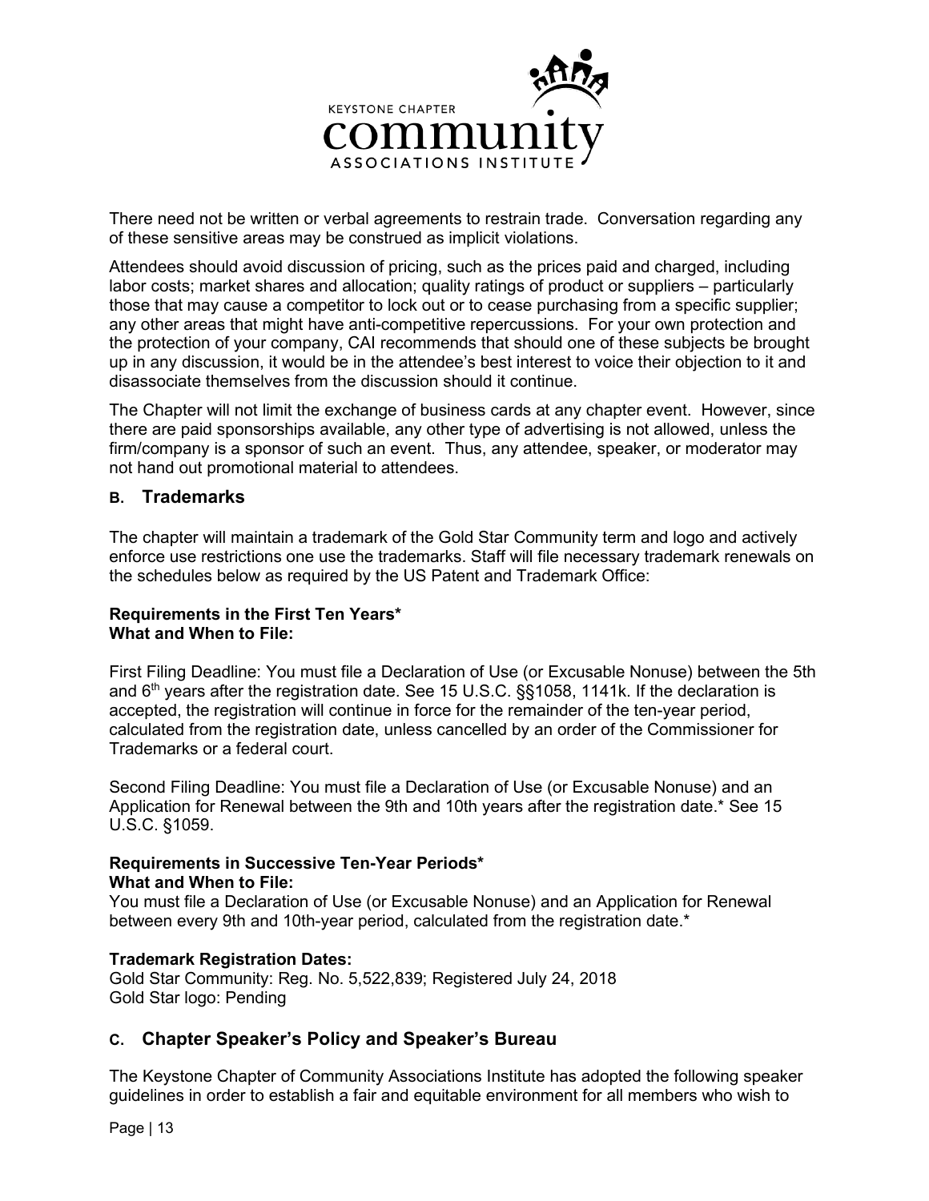There need not be written or verbal agreements to restrain trade. Conversation regarding any of these sensitive areas may be construed as implicit violations.

Attendees should avoid discussion of pricing, such as the prices paid and charged, including labor costs; market shares and allocation; quality ratings of product or suppliers – particularly those that may cause a competitor to lock out or to cease purchasing from a specific supplier; any other areas that might have anti-competitive repercussions. For your own protection and the protection of your company, CAI recommends that should one of these subjects be brought up in any discussion, it would be in the attendee's best interest to voice their objection to it and disassociate themselves from the discussion should it continue.

The Chapter will not limit the exchange of business cards at any chapter event. However, since there are paid sponsorships available, any other type of advertising is not allowed, unless the firm/company is a sponsor of such an event. Thus, any attendee, speaker, or moderator may not hand out promotional material to attendees.

## B. Trademarks

The chapter will maintain a trademark of the Gold Star Community term and logo and actively enforce use restrictions one use the trademarks. Staff will file necessary trademark renewals on the schedules below as required by the US Patent and Trademark Office:

**Requirements in the First Ten Years***
**What and When to File:**

First Filing Deadline: You must file a Declaration of Use (or Excusable Nonuse) between the 5th and 6th years after the registration date. See 15 U.S.C. §§1058, 1141k. If the declaration is accepted, the registration will continue in force for the remainder of the ten-year period, calculated from the registration date, unless cancelled by an order of the Commissioner for Trademarks or a federal court.

Second Filing Deadline: You must file a Declaration of Use (or Excusable Nonuse) and an Application for Renewal between the 9th and 10th years after the registration date.* See 15 U.S.C. §1059.

**Requirements in Successive Ten-Year Periods***
**What and When to File:**
You must file a Declaration of Use (or Excusable Nonuse) and an Application for Renewal between every 9th and 10th-year period, calculated from the registration date.*

**Trademark Registration Dates:**
Gold Star Community: Reg. No. 5,522,839; Registered July 24, 2018
Gold Star logo: Pending

## C. Chapter Speaker's Policy and Speaker's Bureau

The Keystone Chapter of Community Associations Institute has adopted the following speaker guidelines in order to establish a fair and equitable environment for all members who wish to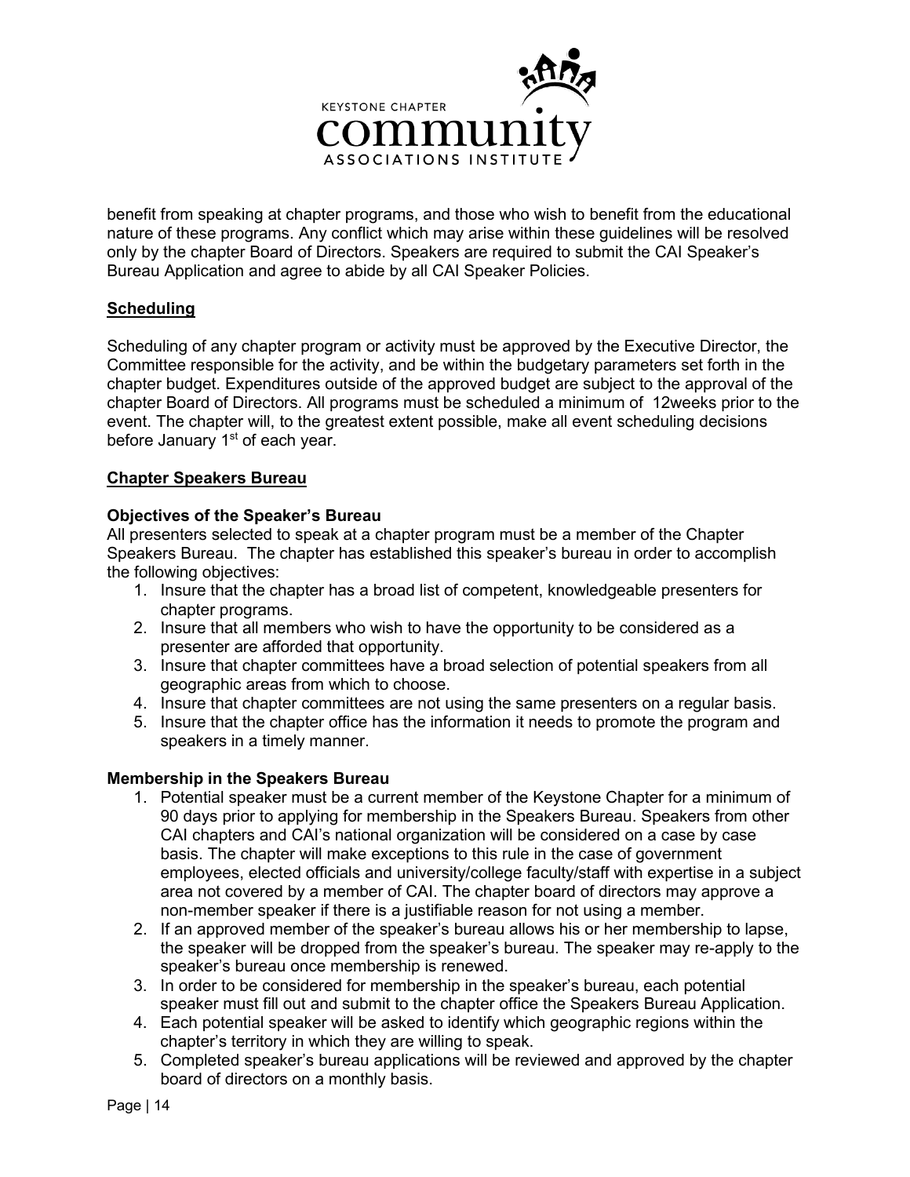benefit from speaking at chapter programs, and those who wish to benefit from the educational nature of these programs. Any conflict which may arise within these guidelines will be resolved only by the chapter Board of Directors. Speakers are required to submit the CAI Speaker's Bureau Application and agree to abide by all CAI Speaker Policies.

## Scheduling

Scheduling of any chapter program or activity must be approved by the Executive Director, the Committee responsible for the activity, and be within the budgetary parameters set forth in the chapter budget. Expenditures outside of the approved budget are subject to the approval of the chapter Board of Directors. All programs must be scheduled a minimum of 12weeks prior to the event. The chapter will, to the greatest extent possible, make all event scheduling decisions before January 1st of each year.

## Chapter Speakers Bureau

### Objectives of the Speaker's Bureau

All presenters selected to speak at a chapter program must be a member of the Chapter Speakers Bureau. The chapter has established this speaker's bureau in order to accomplish the following objectives:

1. Insure that the chapter has a broad list of competent, knowledgeable presenters for chapter programs.
2. Insure that all members who wish to have the opportunity to be considered as a presenter are afforded that opportunity.
3. Insure that chapter committees have a broad selection of potential speakers from all geographic areas from which to choose.
4. Insure that chapter committees are not using the same presenters on a regular basis.
5. Insure that the chapter office has the information it needs to promote the program and speakers in a timely manner.

### Membership in the Speakers Bureau

1. Potential speaker must be a current member of the Keystone Chapter for a minimum of 90 days prior to applying for membership in the Speakers Bureau. Speakers from other CAI chapters and CAI's national organization will be considered on a case by case basis. The chapter will make exceptions to this rule in the case of government employees, elected officials and university/college faculty/staff with expertise in a subject area not covered by a member of CAI. The chapter board of directors may approve a non-member speaker if there is a justifiable reason for not using a member.
2. If an approved member of the speaker's bureau allows his or her membership to lapse, the speaker will be dropped from the speaker's bureau. The speaker may re-apply to the speaker's bureau once membership is renewed.
3. In order to be considered for membership in the speaker's bureau, each potential speaker must fill out and submit to the chapter office the Speakers Bureau Application.
4. Each potential speaker will be asked to identify which geographic regions within the chapter's territory in which they are willing to speak.
5. Completed speaker's bureau applications will be reviewed and approved by the chapter board of directors on a monthly basis.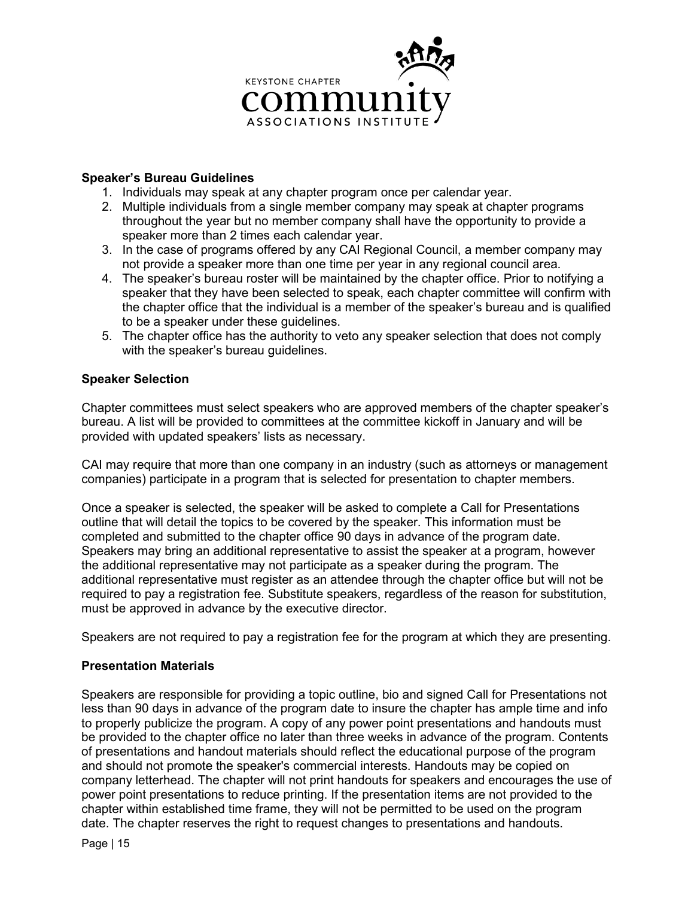**Speaker's Bureau Guidelines**

1. Individuals may speak at any chapter program once per calendar year.
2. Multiple individuals from a single member company may speak at chapter programs throughout the year but no member company shall have the opportunity to provide a speaker more than 2 times each calendar year.
3. In the case of programs offered by any CAI Regional Council, a member company may not provide a speaker more than one time per year in any regional council area.
4. The speaker's bureau roster will be maintained by the chapter office. Prior to notifying a speaker that they have been selected to speak, each chapter committee will confirm with the chapter office that the individual is a member of the speaker's bureau and is qualified to be a speaker under these guidelines.
5. The chapter office has the authority to veto any speaker selection that does not comply with the speaker's bureau guidelines.

**Speaker Selection**

Chapter committees must select speakers who are approved members of the chapter speaker's bureau. A list will be provided to committees at the committee kickoff in January and will be provided with updated speakers' lists as necessary.

CAI may require that more than one company in an industry (such as attorneys or management companies) participate in a program that is selected for presentation to chapter members.

Once a speaker is selected, the speaker will be asked to complete a Call for Presentations outline that will detail the topics to be covered by the speaker. This information must be completed and submitted to the chapter office 90 days in advance of the program date. Speakers may bring an additional representative to assist the speaker at a program, however the additional representative may not participate as a speaker during the program. The additional representative must register as an attendee through the chapter office but will not be required to pay a registration fee. Substitute speakers, regardless of the reason for substitution, must be approved in advance by the executive director.

Speakers are not required to pay a registration fee for the program at which they are presenting.

**Presentation Materials**

Speakers are responsible for providing a topic outline, bio and signed Call for Presentations not less than 90 days in advance of the program date to insure the chapter has ample time and info to properly publicize the program. A copy of any power point presentations and handouts must be provided to the chapter office no later than three weeks in advance of the program. Contents of presentations and handout materials should reflect the educational purpose of the program and should not promote the speaker's commercial interests. Handouts may be copied on company letterhead. The chapter will not print handouts for speakers and encourages the use of power point presentations to reduce printing. If the presentation items are not provided to the chapter within established time frame, they will not be permitted to be used on the program date. The chapter reserves the right to request changes to presentations and handouts.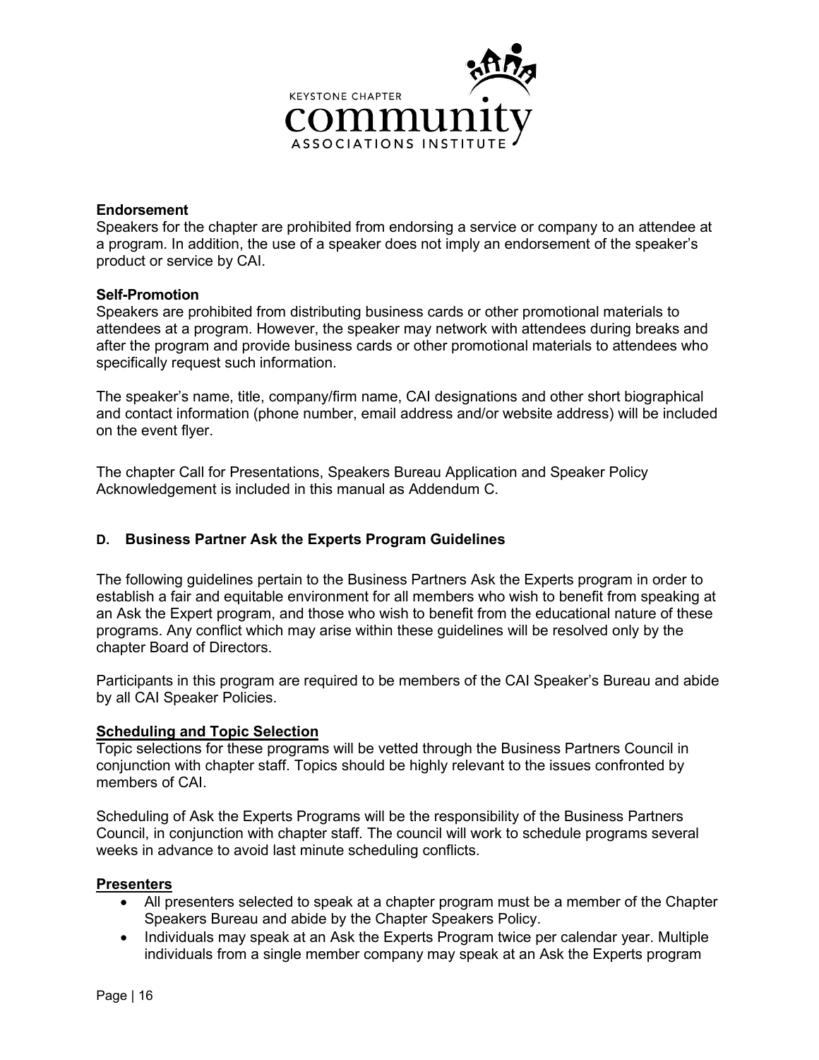**Endorsement**

Speakers for the chapter are prohibited from endorsing a service or company to an attendee at a program. In addition, the use of a speaker does not imply an endorsement of the speaker's product or service by CAI.

**Self-Promotion**

Speakers are prohibited from distributing business cards or other promotional materials to attendees at a program. However, the speaker may network with attendees during breaks and after the program and provide business cards or other promotional materials to attendees who specifically request such information.

The speaker's name, title, company/firm name, CAI designations and other short biographical and contact information (phone number, email address and/or website address) will be included on the event flyer.

The chapter Call for Presentations, Speakers Bureau Application and Speaker Policy Acknowledgement is included in this manual as Addendum C.

### D. Business Partner Ask the Experts Program Guidelines

The following guidelines pertain to the Business Partners Ask the Experts program in order to establish a fair and equitable environment for all members who wish to benefit from speaking at an Ask the Expert program, and those who wish to benefit from the educational nature of these programs. Any conflict which may arise within these guidelines will be resolved only by the chapter Board of Directors.

Participants in this program are required to be members of the CAI Speaker's Bureau and abide by all CAI Speaker Policies.

**Scheduling and Topic Selection**

Topic selections for these programs will be vetted through the Business Partners Council in conjunction with chapter staff. Topics should be highly relevant to the issues confronted by members of CAI.

Scheduling of Ask the Experts Programs will be the responsibility of the Business Partners Council, in conjunction with chapter staff. The council will work to schedule programs several weeks in advance to avoid last minute scheduling conflicts.

**Presenters**

- All presenters selected to speak at a chapter program must be a member of the Chapter Speakers Bureau and abide by the Chapter Speakers Policy.
- Individuals may speak at an Ask the Experts Program twice per calendar year. Multiple individuals from a single member company may speak at an Ask the Experts program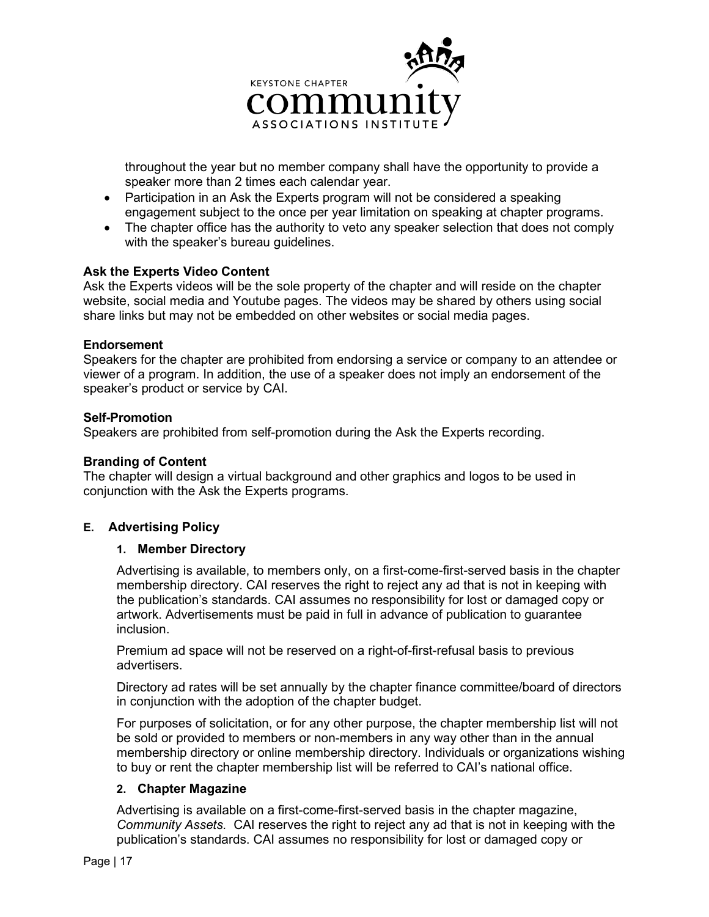throughout the year but no member company shall have the opportunity to provide a speaker more than 2 times each calendar year.

- Participation in an Ask the Experts program will not be considered a speaking engagement subject to the once per year limitation on speaking at chapter programs.
- The chapter office has the authority to veto any speaker selection that does not comply with the speaker's bureau guidelines.

**Ask the Experts Video Content**

Ask the Experts videos will be the sole property of the chapter and will reside on the chapter website, social media and Youtube pages. The videos may be shared by others using social share links but may not be embedded on other websites or social media pages.

**Endorsement**

Speakers for the chapter are prohibited from endorsing a service or company to an attendee or viewer of a program. In addition, the use of a speaker does not imply an endorsement of the speaker's product or service by CAI.

**Self-Promotion**

Speakers are prohibited from self-promotion during the Ask the Experts recording.

**Branding of Content**

The chapter will design a virtual background and other graphics and logos to be used in conjunction with the Ask the Experts programs.

## E. Advertising Policy

### 1. Member Directory

Advertising is available, to members only, on a first-come-first-served basis in the chapter membership directory. CAI reserves the right to reject any ad that is not in keeping with the publication's standards. CAI assumes no responsibility for lost or damaged copy or artwork. Advertisements must be paid in full in advance of publication to guarantee inclusion.

Premium ad space will not be reserved on a right-of-first-refusal basis to previous advertisers.

Directory ad rates will be set annually by the chapter finance committee/board of directors in conjunction with the adoption of the chapter budget.

For purposes of solicitation, or for any other purpose, the chapter membership list will not be sold or provided to members or non-members in any way other than in the annual membership directory or online membership directory. Individuals or organizations wishing to buy or rent the chapter membership list will be referred to CAI's national office.

### 2. Chapter Magazine

Advertising is available on a first-come-first-served basis in the chapter magazine, *Community Assets.* CAI reserves the right to reject any ad that is not in keeping with the publication's standards. CAI assumes no responsibility for lost or damaged copy or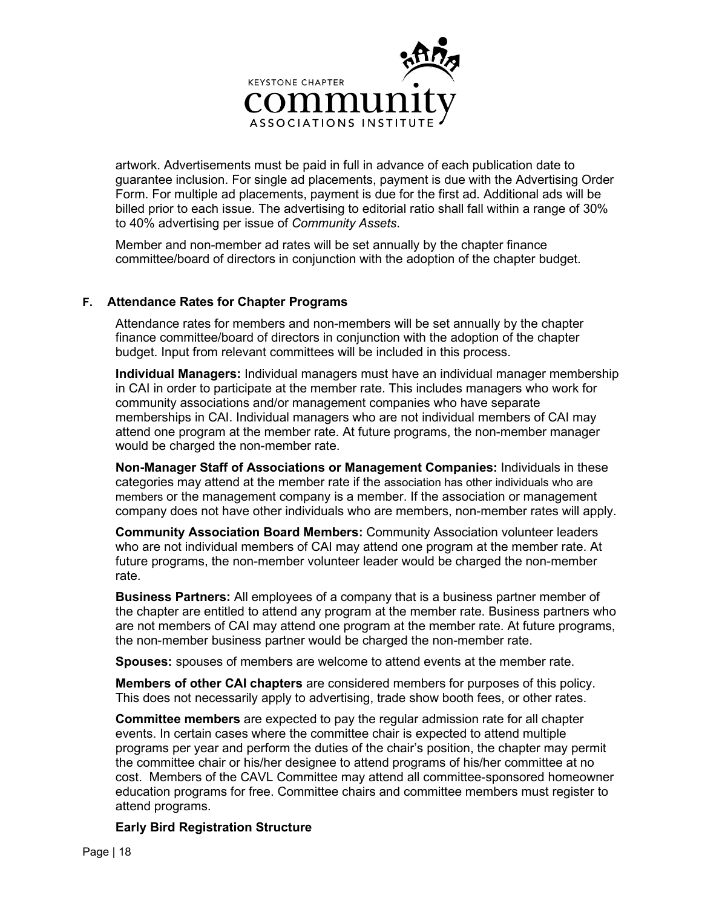artwork. Advertisements must be paid in full in advance of each publication date to guarantee inclusion. For single ad placements, payment is due with the Advertising Order Form. For multiple ad placements, payment is due for the first ad. Additional ads will be billed prior to each issue. The advertising to editorial ratio shall fall within a range of 30% to 40% advertising per issue of *Community Assets*.

Member and non-member ad rates will be set annually by the chapter finance committee/board of directors in conjunction with the adoption of the chapter budget.

### F. Attendance Rates for Chapter Programs

Attendance rates for members and non-members will be set annually by the chapter finance committee/board of directors in conjunction with the adoption of the chapter budget. Input from relevant committees will be included in this process.

**Individual Managers:** Individual managers must have an individual manager membership in CAI in order to participate at the member rate. This includes managers who work for community associations and/or management companies who have separate memberships in CAI. Individual managers who are not individual members of CAI may attend one program at the member rate. At future programs, the non-member manager would be charged the non-member rate.

**Non-Manager Staff of Associations or Management Companies:** Individuals in these categories may attend at the member rate if the association has other individuals who are members or the management company is a member. If the association or management company does not have other individuals who are members, non-member rates will apply.

**Community Association Board Members:** Community Association volunteer leaders who are not individual members of CAI may attend one program at the member rate. At future programs, the non-member volunteer leader would be charged the non-member rate.

**Business Partners:** All employees of a company that is a business partner member of the chapter are entitled to attend any program at the member rate. Business partners who are not members of CAI may attend one program at the member rate. At future programs, the non-member business partner would be charged the non-member rate.

**Spouses:** spouses of members are welcome to attend events at the member rate.

**Members of other CAI chapters** are considered members for purposes of this policy. This does not necessarily apply to advertising, trade show booth fees, or other rates.

**Committee members** are expected to pay the regular admission rate for all chapter events. In certain cases where the committee chair is expected to attend multiple programs per year and perform the duties of the chair's position, the chapter may permit the committee chair or his/her designee to attend programs of his/her committee at no cost. Members of the CAVL Committee may attend all committee-sponsored homeowner education programs for free. Committee chairs and committee members must register to attend programs.

**Early Bird Registration Structure**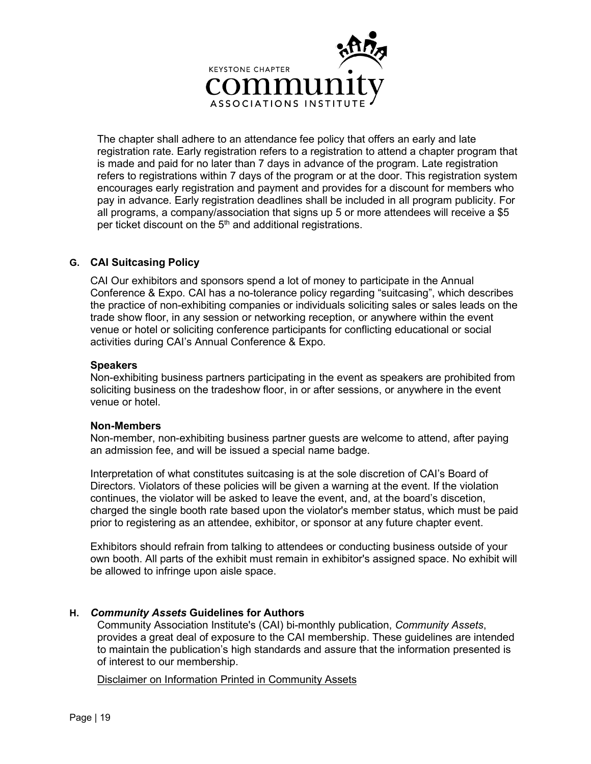The chapter shall adhere to an attendance fee policy that offers an early and late registration rate. Early registration refers to a registration to attend a chapter program that is made and paid for no later than 7 days in advance of the program. Late registration refers to registrations within 7 days of the program or at the door. This registration system encourages early registration and payment and provides for a discount for members who pay in advance. Early registration deadlines shall be included in all program publicity. For all programs, a company/association that signs up 5 or more attendees will receive a $5 per ticket discount on the 5th and additional registrations.

## G. CAI Suitcasing Policy

CAI Our exhibitors and sponsors spend a lot of money to participate in the Annual Conference & Expo. CAI has a no-tolerance policy regarding “suitcasing”, which describes the practice of non-exhibiting companies or individuals soliciting sales or sales leads on the trade show floor, in any session or networking reception, or anywhere within the event venue or hotel or soliciting conference participants for conflicting educational or social activities during CAI’s Annual Conference & Expo.

**Speakers**
Non-exhibiting business partners participating in the event as speakers are prohibited from soliciting business on the tradeshow floor, in or after sessions, or anywhere in the event venue or hotel.

**Non-Members**
Non-member, non-exhibiting business partner guests are welcome to attend, after paying an admission fee, and will be issued a special name badge.

Interpretation of what constitutes suitcasing is at the sole discretion of CAI’s Board of Directors. Violators of these policies will be given a warning at the event. If the violation continues, the violator will be asked to leave the event, and, at the board’s discetion, charged the single booth rate based upon the violator's member status, which must be paid prior to registering as an attendee, exhibitor, or sponsor at any future chapter event.

Exhibitors should refrain from talking to attendees or conducting business outside of your own booth. All parts of the exhibit must remain in exhibitor's assigned space. No exhibit will be allowed to infringe upon aisle space.

## H. *Community Assets* Guidelines for Authors

Community Association Institute's (CAI) bi-monthly publication, *Community Assets*, provides a great deal of exposure to the CAI membership. These guidelines are intended to maintain the publication’s high standards and assure that the information presented is of interest to our membership.

Disclaimer on Information Printed in Community Assets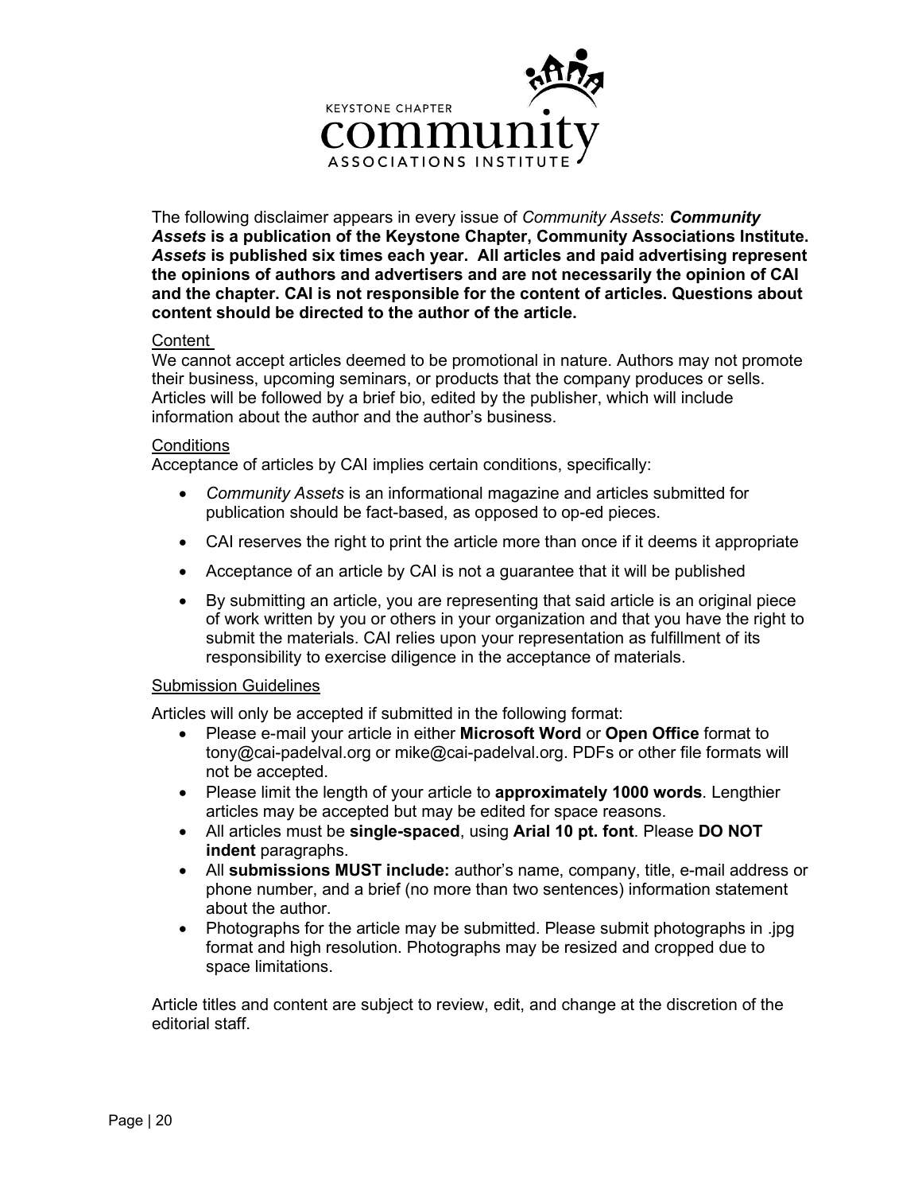KEYSTONE CHAPTER
community
ASSOCIATIONS INSTITUTE

The following disclaimer appears in every issue of *Community Assets*: ***Community Assets* is a publication of the Keystone Chapter, Community Associations Institute. *Assets* is published six times each year. All articles and paid advertising represent the opinions of authors and advertisers and are not necessarily the opinion of CAI and the chapter. CAI is not responsible for the content of articles. Questions about content should be directed to the author of the article.**

Content

We cannot accept articles deemed to be promotional in nature. Authors may not promote their business, upcoming seminars, or products that the company produces or sells. Articles will be followed by a brief bio, edited by the publisher, which will include information about the author and the author's business.

Conditions

Acceptance of articles by CAI implies certain conditions, specifically:

- *Community Assets* is an informational magazine and articles submitted for publication should be fact-based, as opposed to op-ed pieces.
- CAI reserves the right to print the article more than once if it deems it appropriate
- Acceptance of an article by CAI is not a guarantee that it will be published
- By submitting an article, you are representing that said article is an original piece of work written by you or others in your organization and that you have the right to submit the materials. CAI relies upon your representation as fulfillment of its responsibility to exercise diligence in the acceptance of materials.

Submission Guidelines

Articles will only be accepted if submitted in the following format:

- Please e-mail your article in either **Microsoft Word** or **Open Office** format to tony@cai-padelval.org or mike@cai-padelval.org. PDFs or other file formats will not be accepted.
- Please limit the length of your article to **approximately 1000 words**. Lengthier articles may be accepted but may be edited for space reasons.
- All articles must be **single-spaced**, using **Arial 10 pt. font**. Please **DO NOT indent** paragraphs.
- All **submissions MUST include:** author's name, company, title, e-mail address or phone number, and a brief (no more than two sentences) information statement about the author.
- Photographs for the article may be submitted. Please submit photographs in .jpg format and high resolution. Photographs may be resized and cropped due to space limitations.

Article titles and content are subject to review, edit, and change at the discretion of the editorial staff.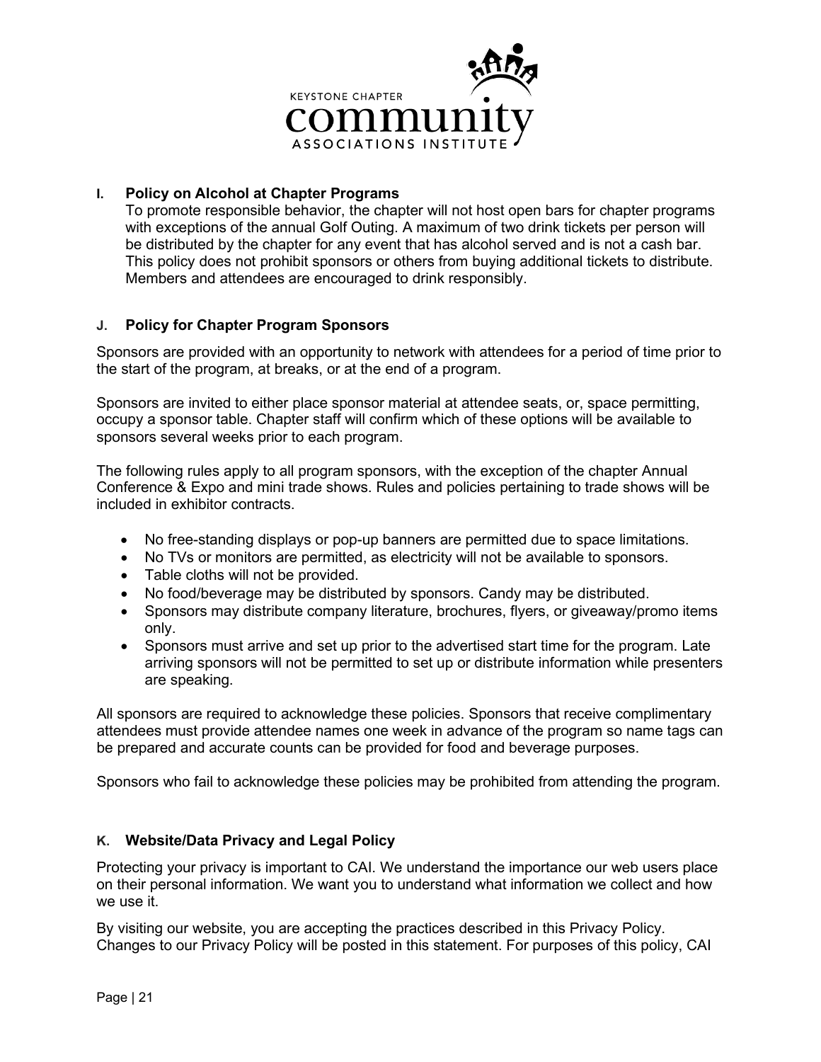## I. Policy on Alcohol at Chapter Programs

To promote responsible behavior, the chapter will not host open bars for chapter programs with exceptions of the annual Golf Outing. A maximum of two drink tickets per person will be distributed by the chapter for any event that has alcohol served and is not a cash bar. This policy does not prohibit sponsors or others from buying additional tickets to distribute. Members and attendees are encouraged to drink responsibly.

## J. Policy for Chapter Program Sponsors

Sponsors are provided with an opportunity to network with attendees for a period of time prior to the start of the program, at breaks, or at the end of a program.

Sponsors are invited to either place sponsor material at attendee seats, or, space permitting, occupy a sponsor table. Chapter staff will confirm which of these options will be available to sponsors several weeks prior to each program.

The following rules apply to all program sponsors, with the exception of the chapter Annual Conference & Expo and mini trade shows. Rules and policies pertaining to trade shows will be included in exhibitor contracts.

- No free-standing displays or pop-up banners are permitted due to space limitations.
- No TVs or monitors are permitted, as electricity will not be available to sponsors.
- Table cloths will not be provided.
- No food/beverage may be distributed by sponsors. Candy may be distributed.
- Sponsors may distribute company literature, brochures, flyers, or giveaway/promo items only.
- Sponsors must arrive and set up prior to the advertised start time for the program. Late arriving sponsors will not be permitted to set up or distribute information while presenters are speaking.

All sponsors are required to acknowledge these policies. Sponsors that receive complimentary attendees must provide attendee names one week in advance of the program so name tags can be prepared and accurate counts can be provided for food and beverage purposes.

Sponsors who fail to acknowledge these policies may be prohibited from attending the program.

## K. Website/Data Privacy and Legal Policy

Protecting your privacy is important to CAI. We understand the importance our web users place on their personal information. We want you to understand what information we collect and how we use it.

By visiting our website, you are accepting the practices described in this Privacy Policy. Changes to our Privacy Policy will be posted in this statement. For purposes of this policy, CAI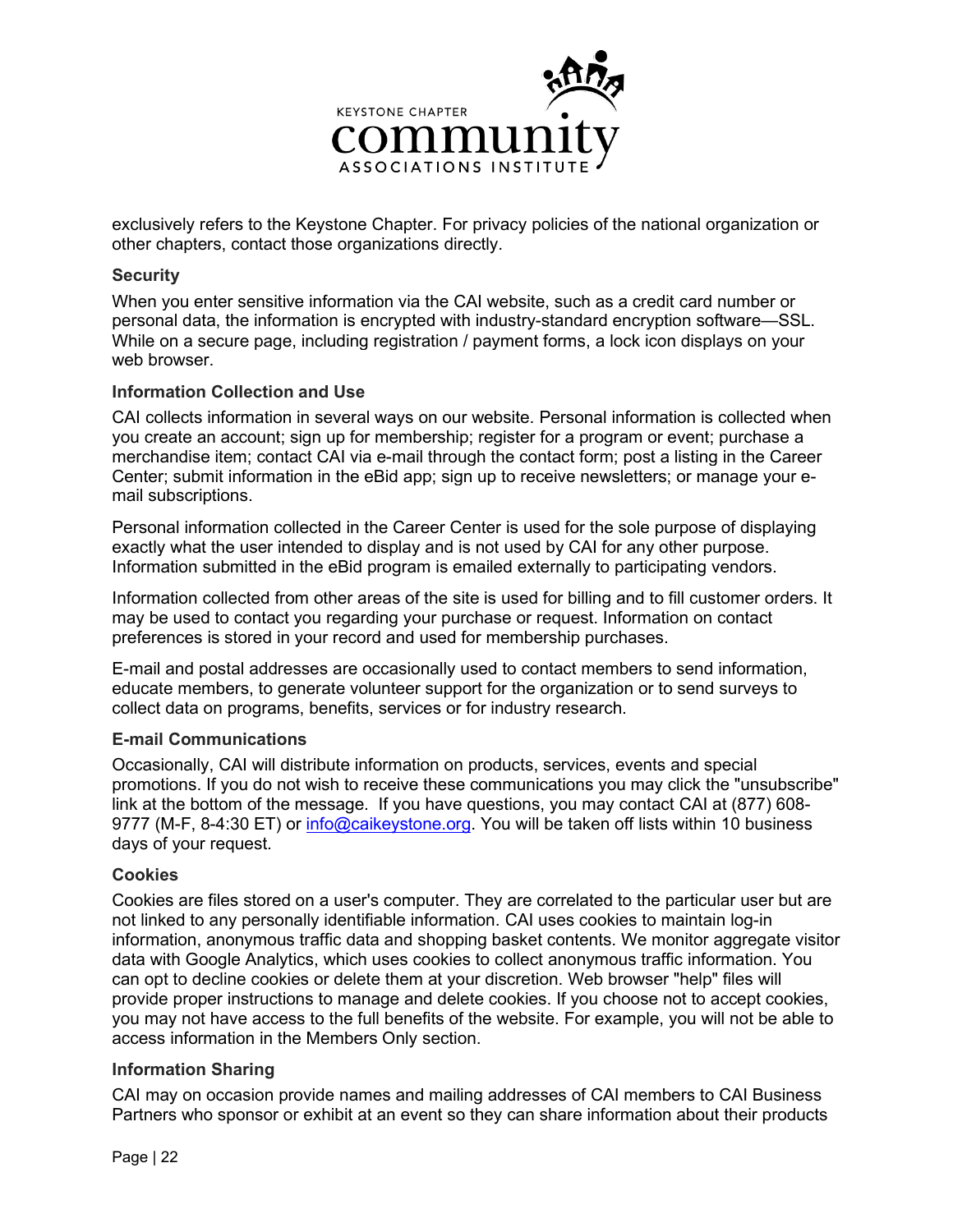exclusively refers to the Keystone Chapter. For privacy policies of the national organization or other chapters, contact those organizations directly.

### Security

When you enter sensitive information via the CAI website, such as a credit card number or personal data, the information is encrypted with industry-standard encryption software—SSL. While on a secure page, including registration / payment forms, a lock icon displays on your web browser.

### Information Collection and Use

CAI collects information in several ways on our website. Personal information is collected when you create an account; sign up for membership; register for a program or event; purchase a merchandise item; contact CAI via e-mail through the contact form; post a listing in the Career Center; submit information in the eBid app; sign up to receive newsletters; or manage your e-mail subscriptions.

Personal information collected in the Career Center is used for the sole purpose of displaying exactly what the user intended to display and is not used by CAI for any other purpose. Information submitted in the eBid program is emailed externally to participating vendors.

Information collected from other areas of the site is used for billing and to fill customer orders. It may be used to contact you regarding your purchase or request. Information on contact preferences is stored in your record and used for membership purchases.

E-mail and postal addresses are occasionally used to contact members to send information, educate members, to generate volunteer support for the organization or to send surveys to collect data on programs, benefits, services or for industry research.

### E-mail Communications

Occasionally, CAI will distribute information on products, services, events and special promotions. If you do not wish to receive these communications you may click the "unsubscribe" link at the bottom of the message. If you have questions, you may contact CAI at (877) 608-9777 (M-F, 8-4:30 ET) or [info@caikeystone.org](mailto:info@caikeystone.org). You will be taken off lists within 10 business days of your request.

### Cookies

Cookies are files stored on a user's computer. They are correlated to the particular user but are not linked to any personally identifiable information. CAI uses cookies to maintain log-in information, anonymous traffic data and shopping basket contents. We monitor aggregate visitor data with Google Analytics, which uses cookies to collect anonymous traffic information. You can opt to decline cookies or delete them at your discretion. Web browser "help" files will provide proper instructions to manage and delete cookies. If you choose not to accept cookies, you may not have access to the full benefits of the website. For example, you will not be able to access information in the Members Only section.

### Information Sharing

CAI may on occasion provide names and mailing addresses of CAI members to CAI Business Partners who sponsor or exhibit at an event so they can share information about their products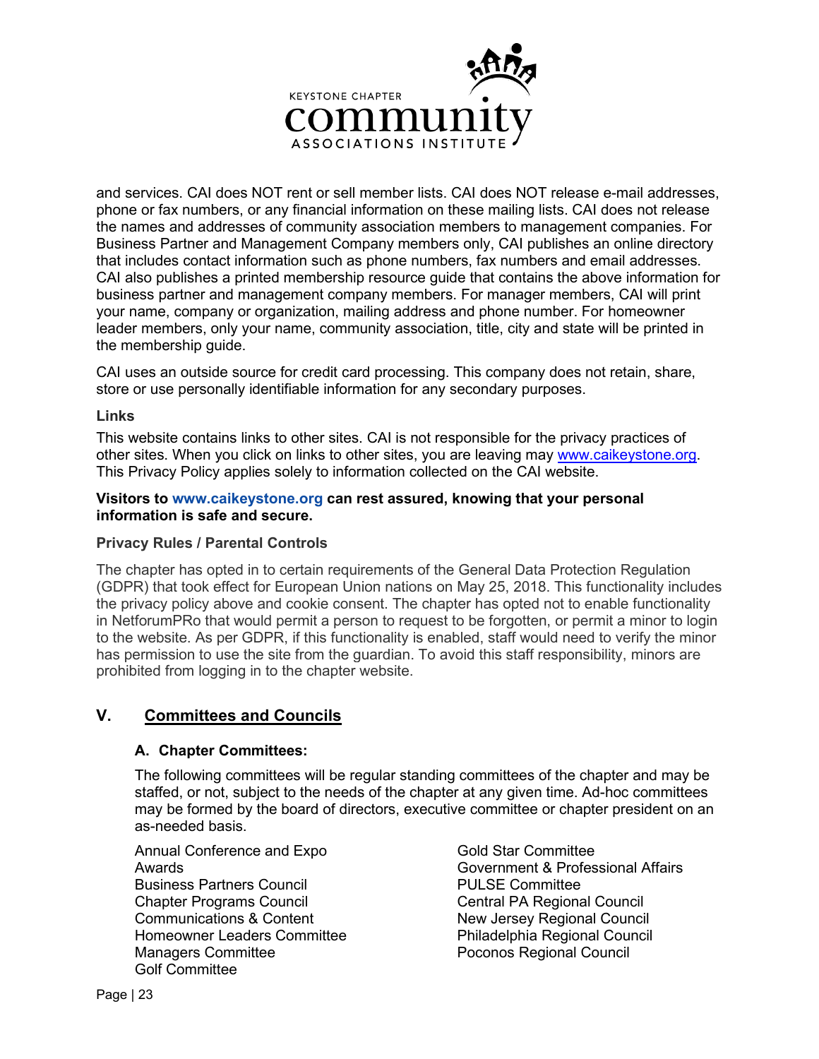and services. CAI does NOT rent or sell member lists. CAI does NOT release e-mail addresses, phone or fax numbers, or any financial information on these mailing lists. CAI does not release the names and addresses of community association members to management companies. For Business Partner and Management Company members only, CAI publishes an online directory that includes contact information such as phone numbers, fax numbers and email addresses. CAI also publishes a printed membership resource guide that contains the above information for business partner and management company members. For manager members, CAI will print your name, company or organization, mailing address and phone number. For homeowner leader members, only your name, community association, title, city and state will be printed in the membership guide.

CAI uses an outside source for credit card processing. This company does not retain, share, store or use personally identifiable information for any secondary purposes.

#### Links

This website contains links to other sites. CAI is not responsible for the privacy practices of other sites. When you click on links to other sites, you are leaving may www.caikeystone.org. This Privacy Policy applies solely to information collected on the CAI website.

**Visitors to www.caikeystone.org can rest assured, knowing that your personal information is safe and secure.**

#### Privacy Rules / Parental Controls

The chapter has opted in to certain requirements of the General Data Protection Regulation (GDPR) that took effect for European Union nations on May 25, 2018. This functionality includes the privacy policy above and cookie consent. The chapter has opted not to enable functionality in NetforumPRo that would permit a person to request to be forgotten, or permit a minor to login to the website. As per GDPR, if this functionality is enabled, staff would need to verify the minor has permission to use the site from the guardian. To avoid this staff responsibility, minors are prohibited from logging in to the chapter website.

## V. Committees and Councils

### A. Chapter Committees:

The following committees will be regular standing committees of the chapter and may be staffed, or not, subject to the needs of the chapter at any given time. Ad-hoc committees may be formed by the board of directors, executive committee or chapter president on an as-needed basis.

Annual Conference and Expo
Awards
Business Partners Council
Chapter Programs Council
Communications & Content
Homeowner Leaders Committee
Managers Committee
Golf Committee
Gold Star Committee
Government & Professional Affairs
PULSE Committee
Central PA Regional Council
New Jersey Regional Council
Philadelphia Regional Council
Poconos Regional Council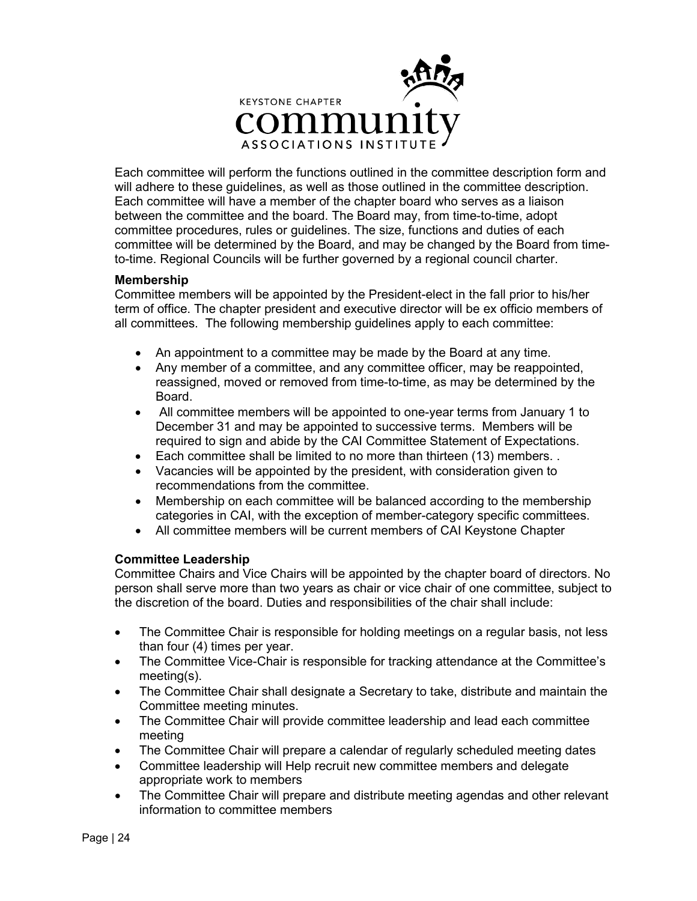Each committee will perform the functions outlined in the committee description form and will adhere to these guidelines, as well as those outlined in the committee description. Each committee will have a member of the chapter board who serves as a liaison between the committee and the board. The Board may, from time-to-time, adopt committee procedures, rules or guidelines. The size, functions and duties of each committee will be determined by the Board, and may be changed by the Board from time-to-time. Regional Councils will be further governed by a regional council charter.

**Membership**

Committee members will be appointed by the President-elect in the fall prior to his/her term of office. The chapter president and executive director will be ex officio members of all committees. The following membership guidelines apply to each committee:

- An appointment to a committee may be made by the Board at any time.
- Any member of a committee, and any committee officer, may be reappointed, reassigned, moved or removed from time-to-time, as may be determined by the Board.
- All committee members will be appointed to one-year terms from January 1 to December 31 and may be appointed to successive terms. Members will be required to sign and abide by the CAI Committee Statement of Expectations.
- Each committee shall be limited to no more than thirteen (13) members. .
- Vacancies will be appointed by the president, with consideration given to recommendations from the committee.
- Membership on each committee will be balanced according to the membership categories in CAI, with the exception of member-category specific committees.
- All committee members will be current members of CAI Keystone Chapter

**Committee Leadership**

Committee Chairs and Vice Chairs will be appointed by the chapter board of directors. No person shall serve more than two years as chair or vice chair of one committee, subject to the discretion of the board. Duties and responsibilities of the chair shall include:

- The Committee Chair is responsible for holding meetings on a regular basis, not less than four (4) times per year.
- The Committee Vice-Chair is responsible for tracking attendance at the Committee's meeting(s).
- The Committee Chair shall designate a Secretary to take, distribute and maintain the Committee meeting minutes.
- The Committee Chair will provide committee leadership and lead each committee meeting
- The Committee Chair will prepare a calendar of regularly scheduled meeting dates
- Committee leadership will Help recruit new committee members and delegate appropriate work to members
- The Committee Chair will prepare and distribute meeting agendas and other relevant information to committee members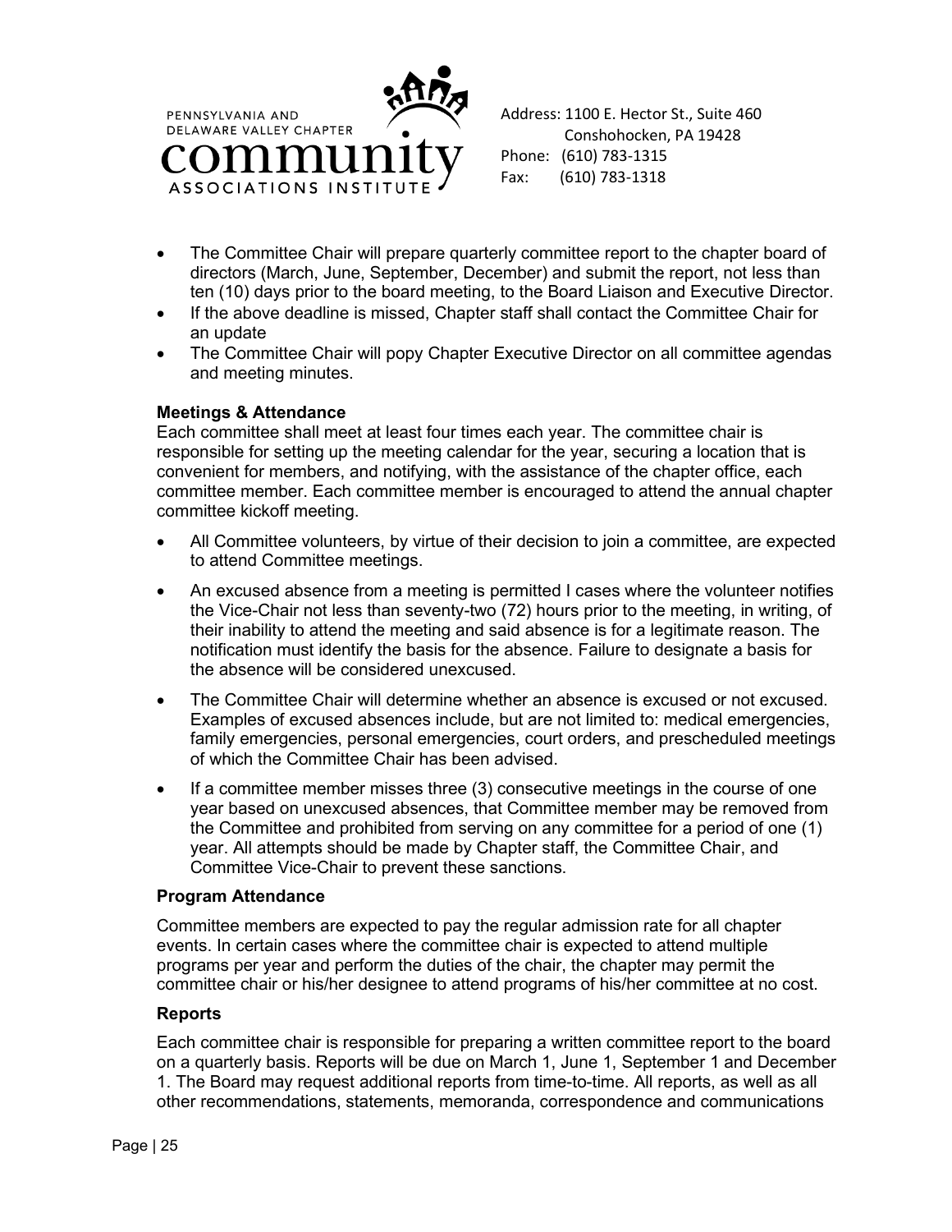- The Committee Chair will prepare quarterly committee report to the chapter board of directors (March, June, September, December) and submit the report, not less than ten (10) days prior to the board meeting, to the Board Liaison and Executive Director.
- If the above deadline is missed, Chapter staff shall contact the Committee Chair for an update
- The Committee Chair will popy Chapter Executive Director on all committee agendas and meeting minutes.

**Meetings & Attendance**

Each committee shall meet at least four times each year. The committee chair is responsible for setting up the meeting calendar for the year, securing a location that is convenient for members, and notifying, with the assistance of the chapter office, each committee member. Each committee member is encouraged to attend the annual chapter committee kickoff meeting.

- All Committee volunteers, by virtue of their decision to join a committee, are expected to attend Committee meetings.
- An excused absence from a meeting is permitted I cases where the volunteer notifies the Vice-Chair not less than seventy-two (72) hours prior to the meeting, in writing, of their inability to attend the meeting and said absence is for a legitimate reason. The notification must identify the basis for the absence. Failure to designate a basis for the absence will be considered unexcused.
- The Committee Chair will determine whether an absence is excused or not excused. Examples of excused absences include, but are not limited to: medical emergencies, family emergencies, personal emergencies, court orders, and prescheduled meetings of which the Committee Chair has been advised.
- If a committee member misses three (3) consecutive meetings in the course of one year based on unexcused absences, that Committee member may be removed from the Committee and prohibited from serving on any committee for a period of one (1) year. All attempts should be made by Chapter staff, the Committee Chair, and Committee Vice-Chair to prevent these sanctions.

**Program Attendance**

Committee members are expected to pay the regular admission rate for all chapter events. In certain cases where the committee chair is expected to attend multiple programs per year and perform the duties of the chair, the chapter may permit the committee chair or his/her designee to attend programs of his/her committee at no cost.

**Reports**

Each committee chair is responsible for preparing a written committee report to the board on a quarterly basis. Reports will be due on March 1, June 1, September 1 and December 1. The Board may request additional reports from time-to-time. All reports, as well as all other recommendations, statements, memoranda, correspondence and communications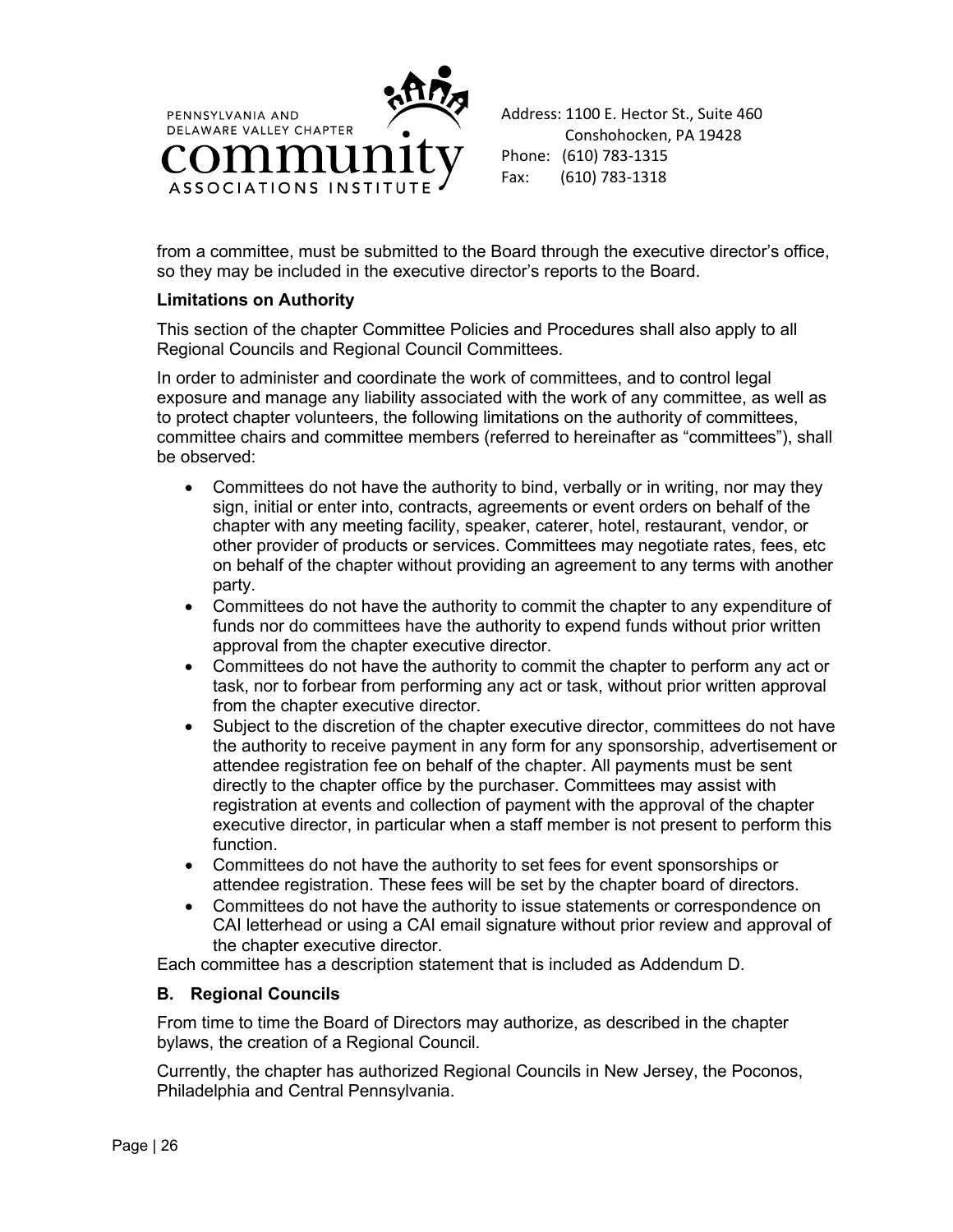from a committee, must be submitted to the Board through the executive director's office, so they may be included in the executive director's reports to the Board.

**Limitations on Authority**

This section of the chapter Committee Policies and Procedures shall also apply to all Regional Councils and Regional Council Committees.

In order to administer and coordinate the work of committees, and to control legal exposure and manage any liability associated with the work of any committee, as well as to protect chapter volunteers, the following limitations on the authority of committees, committee chairs and committee members (referred to hereinafter as "committees"), shall be observed:

- Committees do not have the authority to bind, verbally or in writing, nor may they sign, initial or enter into, contracts, agreements or event orders on behalf of the chapter with any meeting facility, speaker, caterer, hotel, restaurant, vendor, or other provider of products or services. Committees may negotiate rates, fees, etc on behalf of the chapter without providing an agreement to any terms with another party.
- Committees do not have the authority to commit the chapter to any expenditure of funds nor do committees have the authority to expend funds without prior written approval from the chapter executive director.
- Committees do not have the authority to commit the chapter to perform any act or task, nor to forbear from performing any act or task, without prior written approval from the chapter executive director.
- Subject to the discretion of the chapter executive director, committees do not have the authority to receive payment in any form for any sponsorship, advertisement or attendee registration fee on behalf of the chapter. All payments must be sent directly to the chapter office by the purchaser. Committees may assist with registration at events and collection of payment with the approval of the chapter executive director, in particular when a staff member is not present to perform this function.
- Committees do not have the authority to set fees for event sponsorships or attendee registration. These fees will be set by the chapter board of directors.
- Committees do not have the authority to issue statements or correspondence on CAI letterhead or using a CAI email signature without prior review and approval of the chapter executive director.

Each committee has a description statement that is included as Addendum D.

### B. Regional Councils

From time to time the Board of Directors may authorize, as described in the chapter bylaws, the creation of a Regional Council.

Currently, the chapter has authorized Regional Councils in New Jersey, the Poconos, Philadelphia and Central Pennsylvania.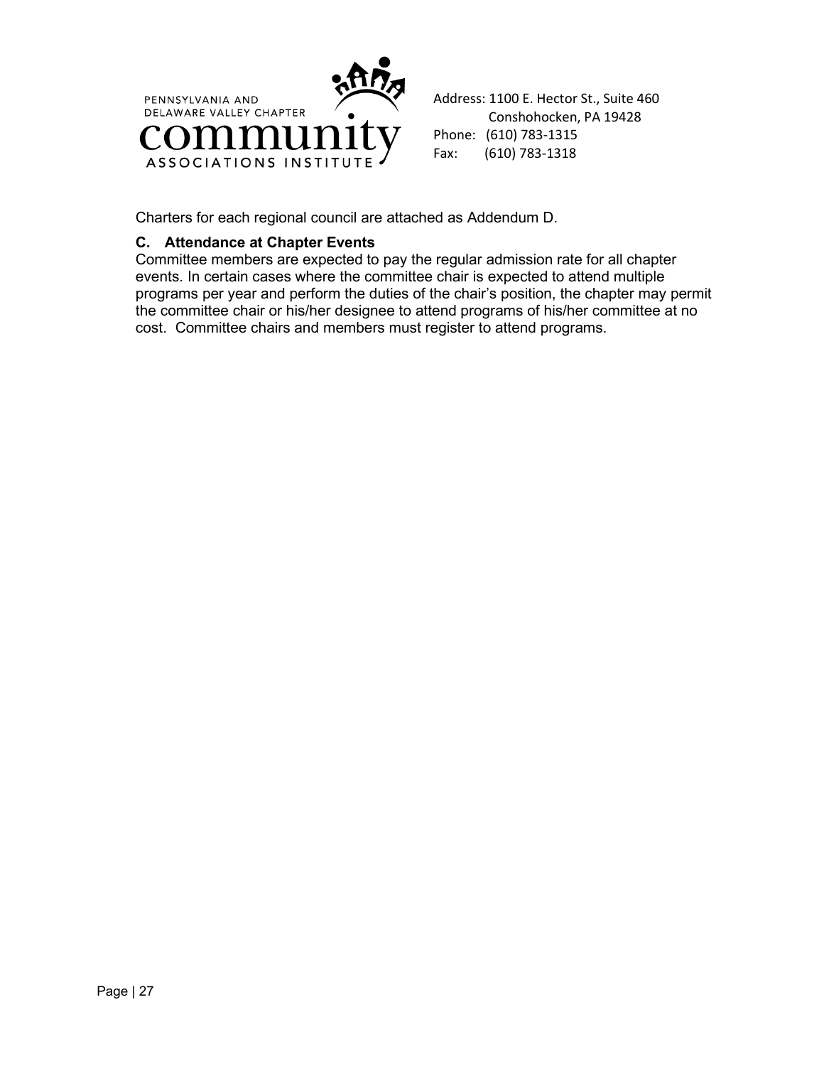Charters for each regional council are attached as Addendum D.

### C. Attendance at Chapter Events

Committee members are expected to pay the regular admission rate for all chapter events. In certain cases where the committee chair is expected to attend multiple programs per year and perform the duties of the chair's position, the chapter may permit the committee chair or his/her designee to attend programs of his/her committee at no cost. Committee chairs and members must register to attend programs.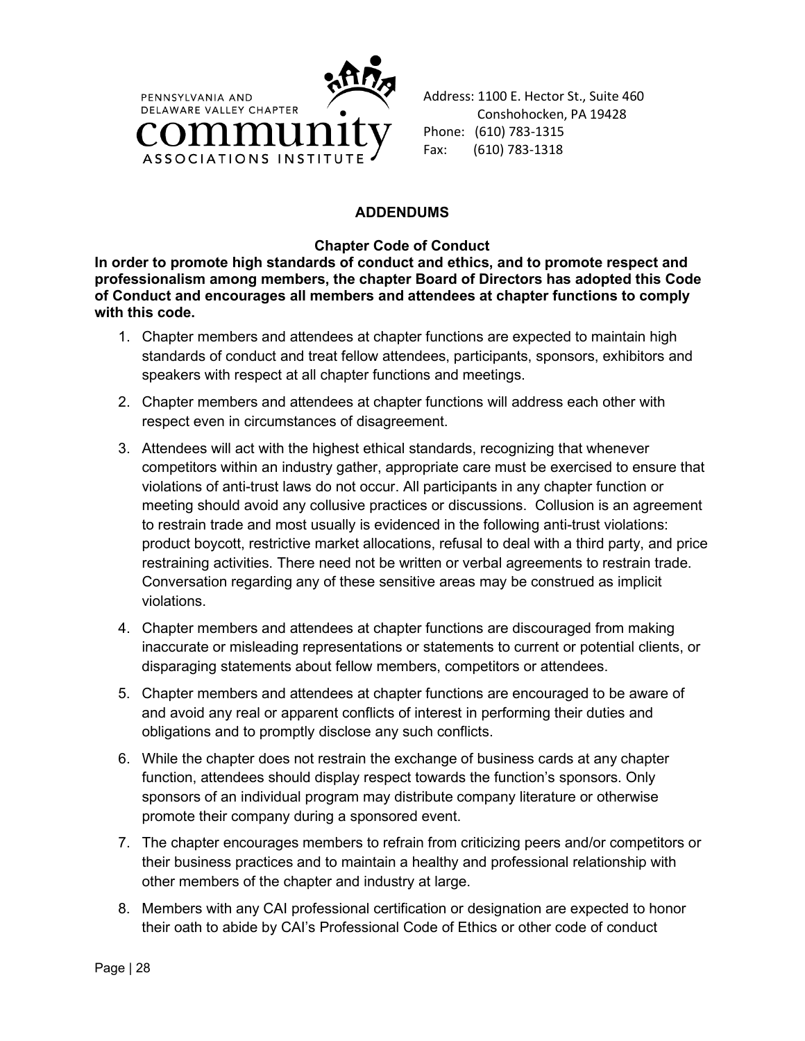PENNSYLVANIA AND DELAWARE VALLEY CHAPTER
community
ASSOCIATIONS INSTITUTE

Address: 1100 E. Hector St., Suite 460
Conshohocken, PA 19428
Phone: (610) 783-1315
Fax: (610) 783-1318

## ADDENDUMS

### Chapter Code of Conduct

**In order to promote high standards of conduct and ethics, and to promote respect and professionalism among members, the chapter Board of Directors has adopted this Code of Conduct and encourages all members and attendees at chapter functions to comply with this code.**

1. Chapter members and attendees at chapter functions are expected to maintain high standards of conduct and treat fellow attendees, participants, sponsors, exhibitors and speakers with respect at all chapter functions and meetings.
2. Chapter members and attendees at chapter functions will address each other with respect even in circumstances of disagreement.
3. Attendees will act with the highest ethical standards, recognizing that whenever competitors within an industry gather, appropriate care must be exercised to ensure that violations of anti-trust laws do not occur. All participants in any chapter function or meeting should avoid any collusive practices or discussions. Collusion is an agreement to restrain trade and most usually is evidenced in the following anti-trust violations: product boycott, restrictive market allocations, refusal to deal with a third party, and price restraining activities. There need not be written or verbal agreements to restrain trade. Conversation regarding any of these sensitive areas may be construed as implicit violations.
4. Chapter members and attendees at chapter functions are discouraged from making inaccurate or misleading representations or statements to current or potential clients, or disparaging statements about fellow members, competitors or attendees.
5. Chapter members and attendees at chapter functions are encouraged to be aware of and avoid any real or apparent conflicts of interest in performing their duties and obligations and to promptly disclose any such conflicts.
6. While the chapter does not restrain the exchange of business cards at any chapter function, attendees should display respect towards the function's sponsors. Only sponsors of an individual program may distribute company literature or otherwise promote their company during a sponsored event.
7. The chapter encourages members to refrain from criticizing peers and/or competitors or their business practices and to maintain a healthy and professional relationship with other members of the chapter and industry at large.
8. Members with any CAI professional certification or designation are expected to honor their oath to abide by CAI's Professional Code of Ethics or other code of conduct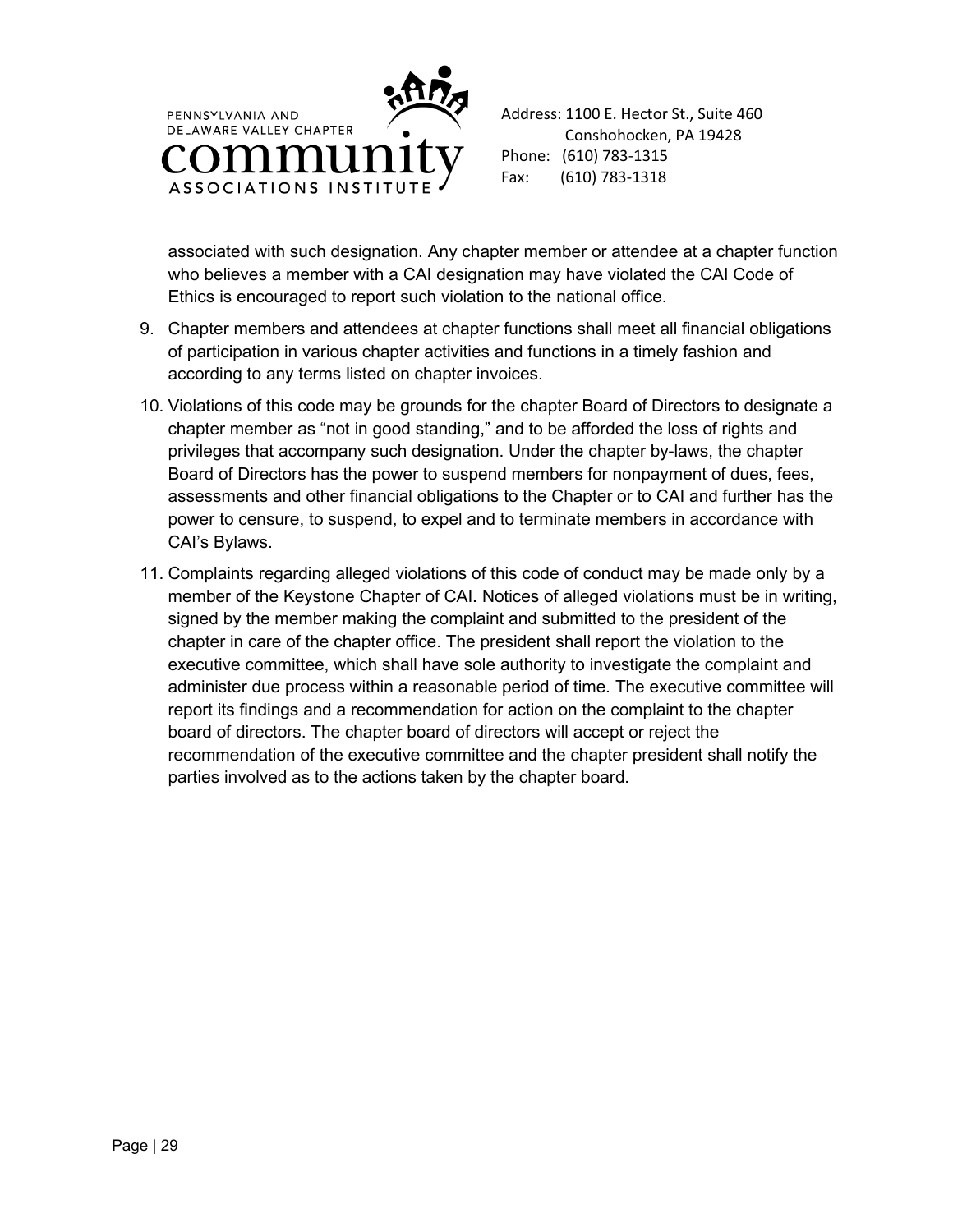associated with such designation. Any chapter member or attendee at a chapter function who believes a member with a CAI designation may have violated the CAI Code of Ethics is encouraged to report such violation to the national office.

9. Chapter members and attendees at chapter functions shall meet all financial obligations of participation in various chapter activities and functions in a timely fashion and according to any terms listed on chapter invoices.
10. Violations of this code may be grounds for the chapter Board of Directors to designate a chapter member as “not in good standing,” and to be afforded the loss of rights and privileges that accompany such designation. Under the chapter by-laws, the chapter Board of Directors has the power to suspend members for nonpayment of dues, fees, assessments and other financial obligations to the Chapter or to CAI and further has the power to censure, to suspend, to expel and to terminate members in accordance with CAI’s Bylaws.
11. Complaints regarding alleged violations of this code of conduct may be made only by a member of the Keystone Chapter of CAI. Notices of alleged violations must be in writing, signed by the member making the complaint and submitted to the president of the chapter in care of the chapter office. The president shall report the violation to the executive committee, which shall have sole authority to investigate the complaint and administer due process within a reasonable period of time. The executive committee will report its findings and a recommendation for action on the complaint to the chapter board of directors. The chapter board of directors will accept or reject the recommendation of the executive committee and the chapter president shall notify the parties involved as to the actions taken by the chapter board.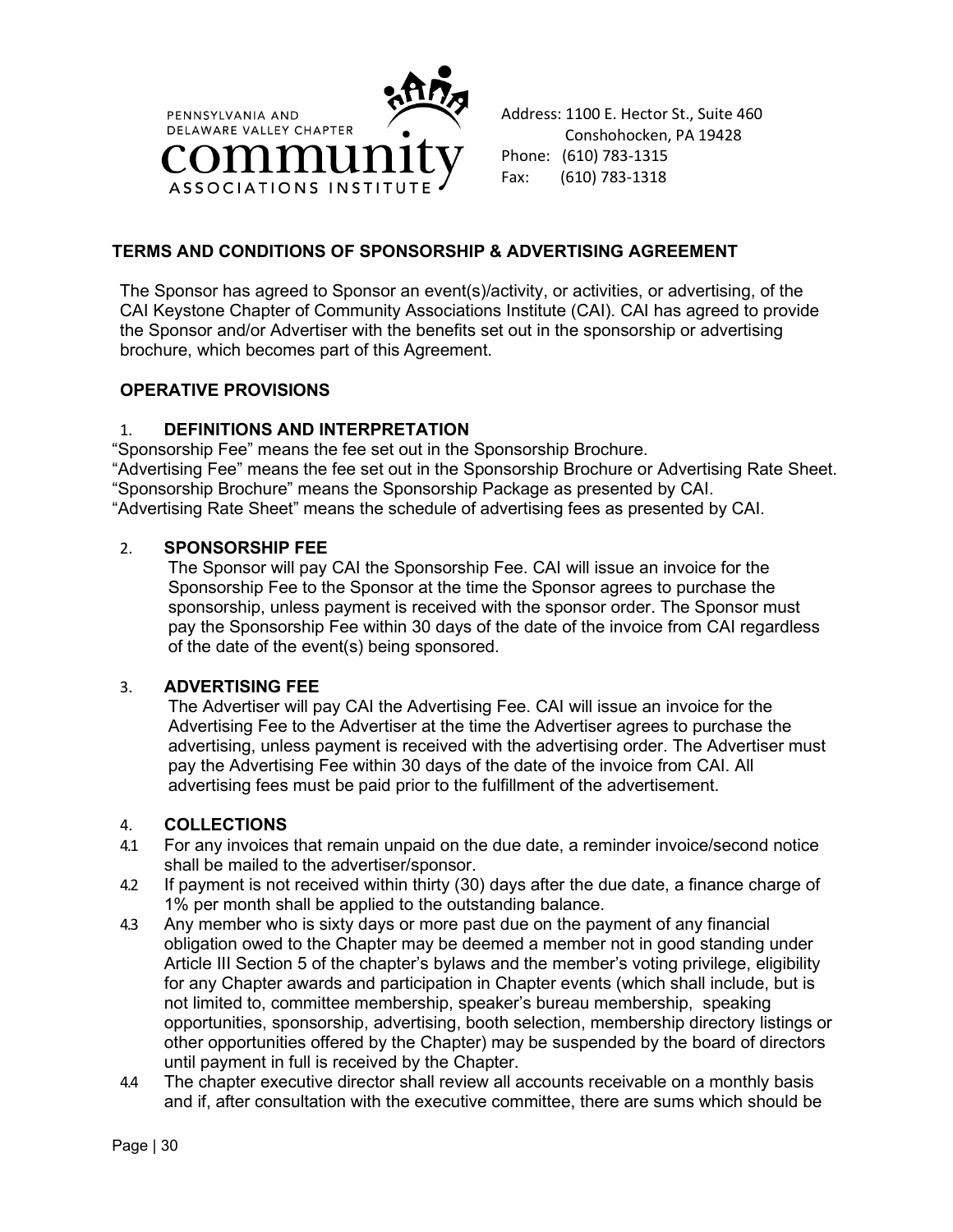PENNSYLVANIA AND DELAWARE VALLEY CHAPTER
community
ASSOCIATIONS INSTITUTE

Address: 1100 E. Hector St., Suite 460
Conshohocken, PA 19428
Phone: (610) 783-1315
Fax: (610) 783-1318

## TERMS AND CONDITIONS OF SPONSORSHIP & ADVERTISING AGREEMENT

The Sponsor has agreed to Sponsor an event(s)/activity, or activities, or advertising, of the CAI Keystone Chapter of Community Associations Institute (CAI). CAI has agreed to provide the Sponsor and/or Advertiser with the benefits set out in the sponsorship or advertising brochure, which becomes part of this Agreement.

### OPERATIVE PROVISIONS

#### 1. DEFINITIONS AND INTERPRETATION

"Sponsorship Fee" means the fee set out in the Sponsorship Brochure.
"Advertising Fee" means the fee set out in the Sponsorship Brochure or Advertising Rate Sheet.
"Sponsorship Brochure" means the Sponsorship Package as presented by CAI.
"Advertising Rate Sheet" means the schedule of advertising fees as presented by CAI.

#### 2. SPONSORSHIP FEE

The Sponsor will pay CAI the Sponsorship Fee. CAI will issue an invoice for the Sponsorship Fee to the Sponsor at the time the Sponsor agrees to purchase the sponsorship, unless payment is received with the sponsor order. The Sponsor must pay the Sponsorship Fee within 30 days of the date of the invoice from CAI regardless of the date of the event(s) being sponsored.

#### 3. ADVERTISING FEE

The Advertiser will pay CAI the Advertising Fee. CAI will issue an invoice for the Advertising Fee to the Advertiser at the time the Advertiser agrees to purchase the advertising, unless payment is received with the advertising order. The Advertiser must pay the Advertising Fee within 30 days of the date of the invoice from CAI. All advertising fees must be paid prior to the fulfillment of the advertisement.

#### 4. COLLECTIONS

4.1 For any invoices that remain unpaid on the due date, a reminder invoice/second notice shall be mailed to the advertiser/sponsor.

4.2 If payment is not received within thirty (30) days after the due date, a finance charge of 1% per month shall be applied to the outstanding balance.

4.3 Any member who is sixty days or more past due on the payment of any financial obligation owed to the Chapter may be deemed a member not in good standing under Article III Section 5 of the chapter's bylaws and the member's voting privilege, eligibility for any Chapter awards and participation in Chapter events (which shall include, but is not limited to, committee membership, speaker's bureau membership, speaking opportunities, sponsorship, advertising, booth selection, membership directory listings or other opportunities offered by the Chapter) may be suspended by the board of directors until payment in full is received by the Chapter.

4.4 The chapter executive director shall review all accounts receivable on a monthly basis and if, after consultation with the executive committee, there are sums which should be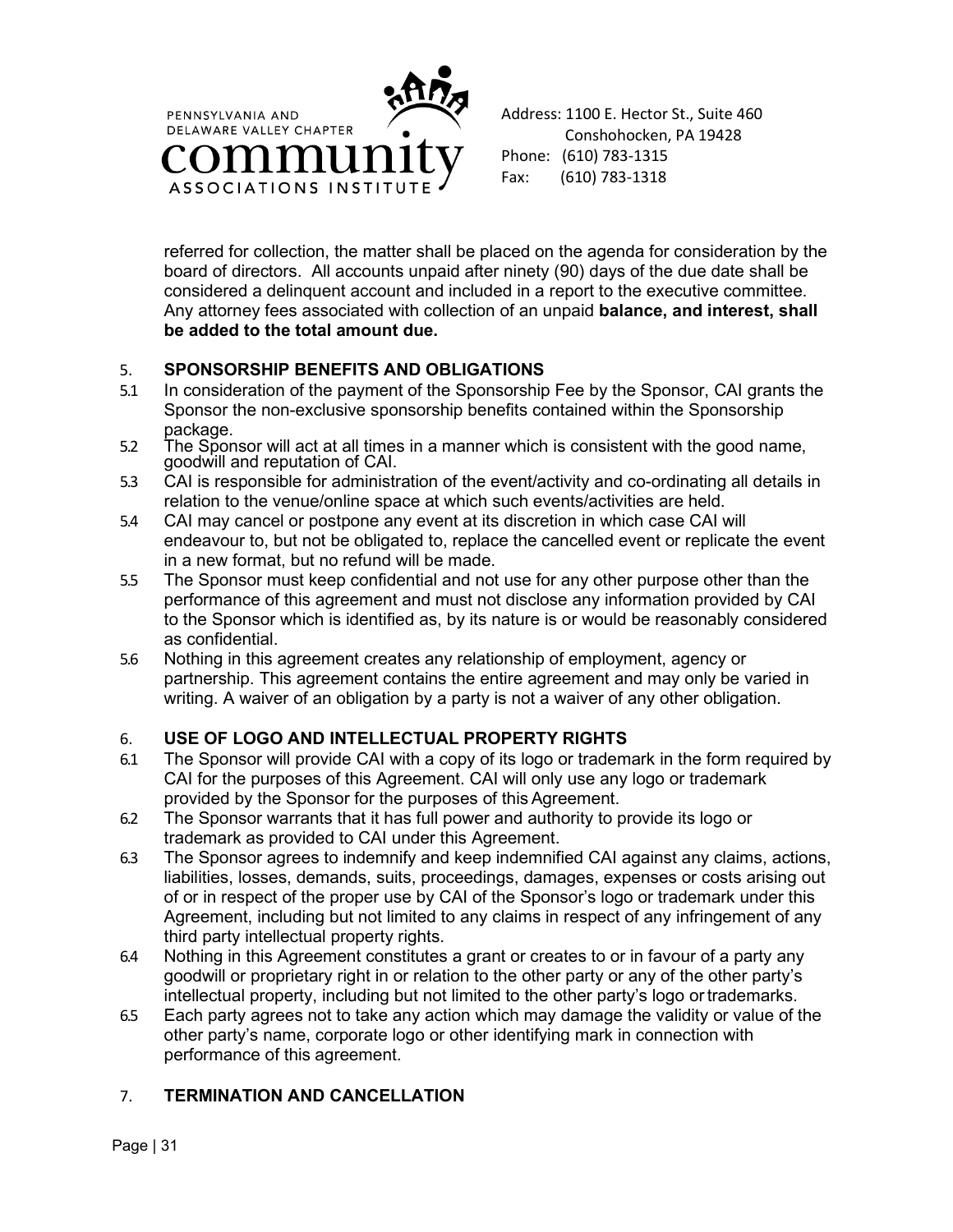referred for collection, the matter shall be placed on the agenda for consideration by the board of directors. All accounts unpaid after ninety (90) days of the due date shall be considered a delinquent account and included in a report to the executive committee. Any attorney fees associated with collection of an unpaid **balance, and interest, shall be added to the total amount due.**

## 5. SPONSORSHIP BENEFITS AND OBLIGATIONS

5.1 In consideration of the payment of the Sponsorship Fee by the Sponsor, CAI grants the Sponsor the non-exclusive sponsorship benefits contained within the Sponsorship package.

5.2 The Sponsor will act at all times in a manner which is consistent with the good name, goodwill and reputation of CAI.

5.3 CAI is responsible for administration of the event/activity and co-ordinating all details in relation to the venue/online space at which such events/activities are held.

5.4 CAI may cancel or postpone any event at its discretion in which case CAI will endeavour to, but not be obligated to, replace the cancelled event or replicate the event in a new format, but no refund will be made.

5.5 The Sponsor must keep confidential and not use for any other purpose other than the performance of this agreement and must not disclose any information provided by CAI to the Sponsor which is identified as, by its nature is or would be reasonably considered as confidential.

5.6 Nothing in this agreement creates any relationship of employment, agency or partnership. This agreement contains the entire agreement and may only be varied in writing. A waiver of an obligation by a party is not a waiver of any other obligation.

## 6. USE OF LOGO AND INTELLECTUAL PROPERTY RIGHTS

6.1 The Sponsor will provide CAI with a copy of its logo or trademark in the form required by CAI for the purposes of this Agreement. CAI will only use any logo or trademark provided by the Sponsor for the purposes of this Agreement.

6.2 The Sponsor warrants that it has full power and authority to provide its logo or trademark as provided to CAI under this Agreement.

6.3 The Sponsor agrees to indemnify and keep indemnified CAI against any claims, actions, liabilities, losses, demands, suits, proceedings, damages, expenses or costs arising out of or in respect of the proper use by CAI of the Sponsor's logo or trademark under this Agreement, including but not limited to any claims in respect of any infringement of any third party intellectual property rights.

6.4 Nothing in this Agreement constitutes a grant or creates to or in favour of a party any goodwill or proprietary right in or relation to the other party or any of the other party's intellectual property, including but not limited to the other party's logo or trademarks.

6.5 Each party agrees not to take any action which may damage the validity or value of the other party's name, corporate logo or other identifying mark in connection with performance of this agreement.

## 7. TERMINATION AND CANCELLATION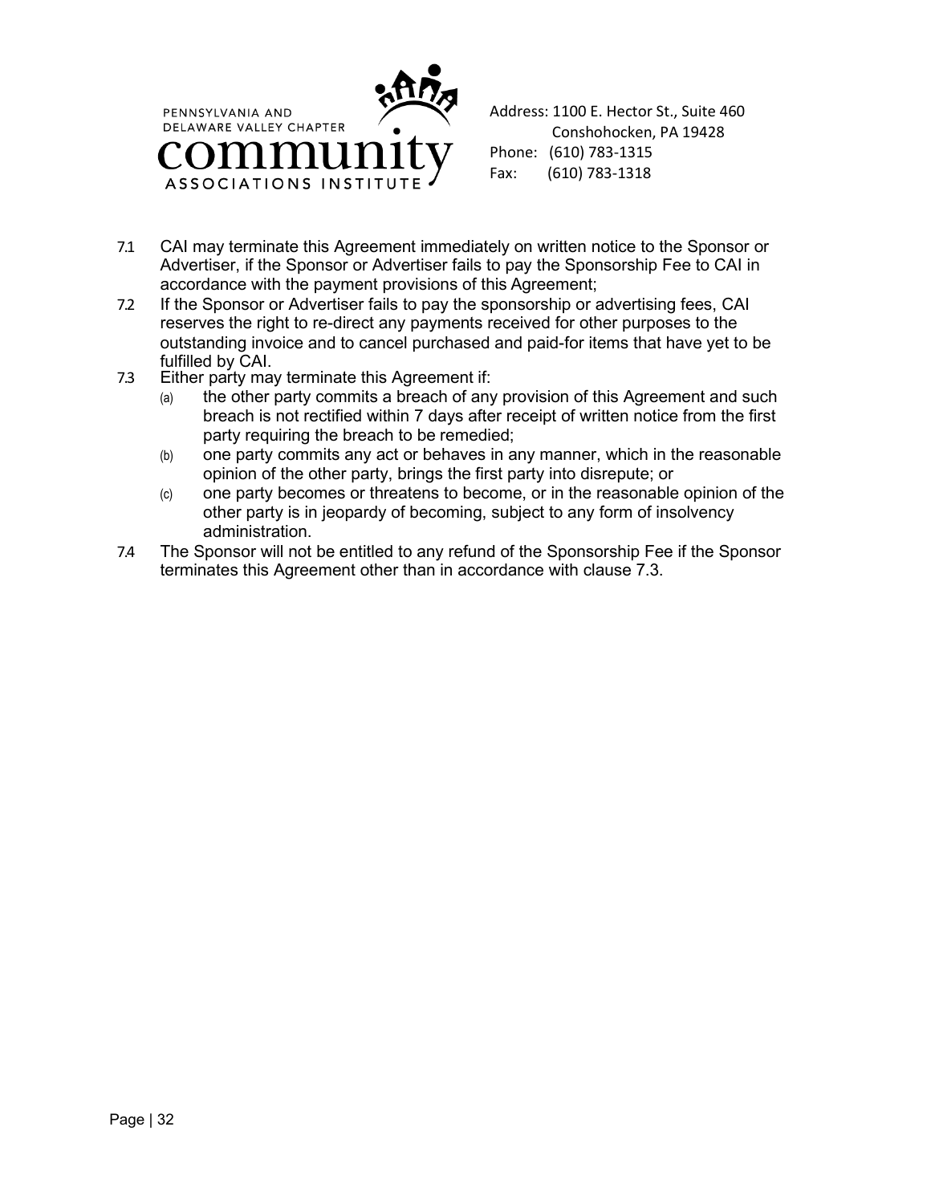PENNSYLVANIA AND DELAWARE VALLEY CHAPTER
community
ASSOCIATIONS INSTITUTE

Address: 1100 E. Hector St., Suite 460
Conshohocken, PA 19428
Phone: (610) 783-1315
Fax: (610) 783-1318

7.1 CAI may terminate this Agreement immediately on written notice to the Sponsor or Advertiser, if the Sponsor or Advertiser fails to pay the Sponsorship Fee to CAI in accordance with the payment provisions of this Agreement;

7.2 If the Sponsor or Advertiser fails to pay the sponsorship or advertising fees, CAI reserves the right to re-direct any payments received for other purposes to the outstanding invoice and to cancel purchased and paid-for items that have yet to be fulfilled by CAI.

7.3 Either party may terminate this Agreement if:

(a) the other party commits a breach of any provision of this Agreement and such breach is not rectified within 7 days after receipt of written notice from the first party requiring the breach to be remedied;

(b) one party commits any act or behaves in any manner, which in the reasonable opinion of the other party, brings the first party into disrepute; or

(c) one party becomes or threatens to become, or in the reasonable opinion of the other party is in jeopardy of becoming, subject to any form of insolvency administration.

7.4 The Sponsor will not be entitled to any refund of the Sponsorship Fee if the Sponsor terminates this Agreement other than in accordance with clause 7.3.